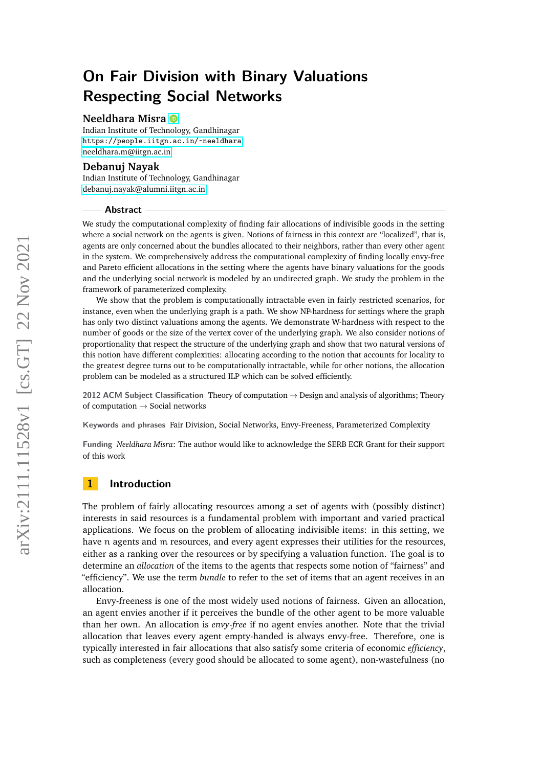# On Fair Division with Binary Valuations Respecting Social Networks

**Neeldhara Misra**
Indian Institute of Technology, Gandhinagar
https://people.iitgn.ac.in/~neeldhara
neeldhara.m@iitgn.ac.in

**Debanuj Nayak**
Indian Institute of Technology, Gandhinagar
debanuj.nayak@alumni.iitgn.ac.in

## Abstract

We study the computational complexity of finding fair allocations of indivisible goods in the setting where a social network on the agents is given. Notions of fairness in this context are "localized", that is, agents are only concerned about the bundles allocated to their neighbors, rather than every other agent in the system. We comprehensively address the computational complexity of finding locally envy-free and Pareto efficient allocations in the setting where the agents have binary valuations for the goods and the underlying social network is modeled by an undirected graph. We study the problem in the framework of parameterized complexity.

We show that the problem is computationally intractable even in fairly restricted scenarios, for instance, even when the underlying graph is a path. We show NP-hardness for settings where the graph has only two distinct valuations among the agents. We demonstrate W-hardness with respect to the number of goods or the size of the vertex cover of the underlying graph. We also consider notions of proportionality that respect the structure of the underlying graph and show that two natural versions of this notion have different complexities: allocating according to the notion that accounts for locality to the greatest degree turns out to be computationally intractable, while for other notions, the allocation problem can be modeled as a structured ILP which can be solved efficiently.

**2012 ACM Subject Classification** Theory of computation → Design and analysis of algorithms; Theory of computation → Social networks

**Keywords and phrases** Fair Division, Social Networks, Envy-Freeness, Parameterized Complexity

**Funding** *Neeldhara Misra*: The author would like to acknowledge the SERB ECR Grant for their support of this work

## 1 Introduction

The problem of fairly allocating resources among a set of agents with (possibly distinct) interests in said resources is a fundamental problem with important and varied practical applications. We focus on the problem of allocating indivisible items: in this setting, we have $n$ agents and $m$ resources, and every agent expresses their utilities for the resources, either as a ranking over the resources or by specifying a valuation function. The goal is to determine an *allocation* of the items to the agents that respects some notion of "fairness" and "efficiency". We use the term *bundle* to refer to the set of items that an agent receives in an allocation.

Envy-freeness is one of the most widely used notions of fairness. Given an allocation, an agent envies another if it perceives the bundle of the other agent to be more valuable than her own. An allocation is *envy-free* if no agent envies another. Note that the trivial allocation that leaves every agent empty-handed is always envy-free. Therefore, one is typically interested in fair allocations that also satisfy some criteria of economic *efficiency*, such as completeness (every good should be allocated to some agent), non-wastefulness (no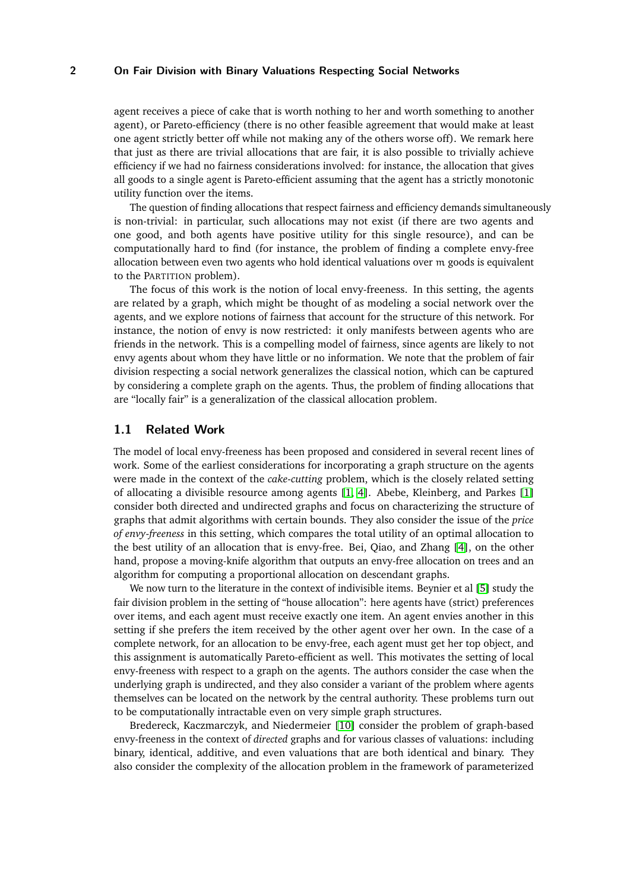agent receives a piece of cake that is worth nothing to her and worth something to another agent), or Pareto-efficiency (there is no other feasible agreement that would make at least one agent strictly better off while not making any of the others worse off). We remark here that just as there are trivial allocations that are fair, it is also possible to trivially achieve efficiency if we had no fairness considerations involved: for instance, the allocation that gives all goods to a single agent is Pareto-efficient assuming that the agent has a strictly monotonic utility function over the items.

The question of finding allocations that respect fairness and efficiency demands simultaneously is non-trivial: in particular, such allocations may not exist (if there are two agents and one good, and both agents have positive utility for this single resource), and can be computationally hard to find (for instance, the problem of finding a complete envy-free allocation between even two agents who hold identical valuations over $m$ goods is equivalent to the PARTITION problem).

The focus of this work is the notion of local envy-freeness. In this setting, the agents are related by a graph, which might be thought of as modeling a social network over the agents, and we explore notions of fairness that account for the structure of this network. For instance, the notion of envy is now restricted: it only manifests between agents who are friends in the network. This is a compelling model of fairness, since agents are likely to not envy agents about whom they have little or no information. We note that the problem of fair division respecting a social network generalizes the classical notion, which can be captured by considering a complete graph on the agents. Thus, the problem of finding allocations that are "locally fair" is a generalization of the classical allocation problem.

## 1.1 Related Work

The model of local envy-freeness has been proposed and considered in several recent lines of work. Some of the earliest considerations for incorporating a graph structure on the agents were made in the context of the *cake-cutting* problem, which is the closely related setting of allocating a divisible resource among agents [1, 4]. Abebe, Kleinberg, and Parkes [1] consider both directed and undirected graphs and focus on characterizing the structure of graphs that admit algorithms with certain bounds. They also consider the issue of the *price of envy-freeness* in this setting, which compares the total utility of an optimal allocation to the best utility of an allocation that is envy-free. Bei, Qiao, and Zhang [4], on the other hand, propose a moving-knife algorithm that outputs an envy-free allocation on trees and an algorithm for computing a proportional allocation on descendant graphs.

We now turn to the literature in the context of indivisible items. Beynier et al [5] study the fair division problem in the setting of "house allocation": here agents have (strict) preferences over items, and each agent must receive exactly one item. An agent envies another in this setting if she prefers the item received by the other agent over her own. In the case of a complete network, for an allocation to be envy-free, each agent must get her top object, and this assignment is automatically Pareto-efficient as well. This motivates the setting of local envy-freeness with respect to a graph on the agents. The authors consider the case when the underlying graph is undirected, and they also consider a variant of the problem where agents themselves can be located on the network by the central authority. These problems turn out to be computationally intractable even on very simple graph structures.

Bredereck, Kaczmarczyk, and Niedermeier [10] consider the problem of graph-based envy-freeness in the context of *directed* graphs and for various classes of valuations: including binary, identical, additive, and even valuations that are both identical and binary. They also consider the complexity of the allocation problem in the framework of parameterized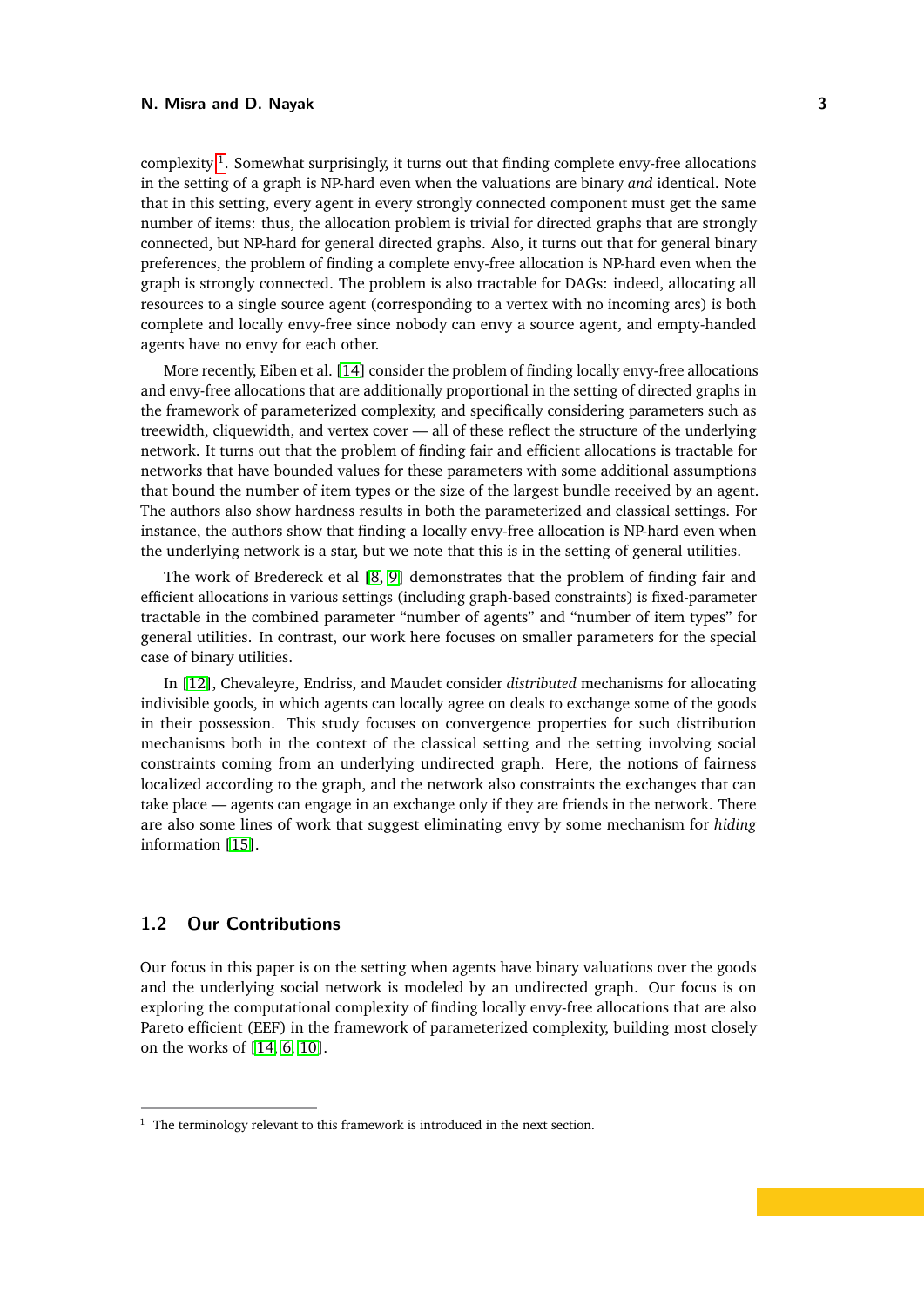complexity[1]. Somewhat surprisingly, it turns out that finding complete envy-free allocations in the setting of a graph is NP-hard even when the valuations are binary *and* identical. Note that in this setting, every agent in every strongly connected component must get the same number of items: thus, the allocation problem is trivial for directed graphs that are strongly connected, but NP-hard for general directed graphs. Also, it turns out that for general binary preferences, the problem of finding a complete envy-free allocation is NP-hard even when the graph is strongly connected. The problem is also tractable for DAGs: indeed, allocating all resources to a single source agent (corresponding to a vertex with no incoming arcs) is both complete and locally envy-free since nobody can envy a source agent, and empty-handed agents have no envy for each other.

More recently, Eiben et al. [14] consider the problem of finding locally envy-free allocations and envy-free allocations that are additionally proportional in the setting of directed graphs in the framework of parameterized complexity, and specifically considering parameters such as treewidth, cliquewidth, and vertex cover — all of these reflect the structure of the underlying network. It turns out that the problem of finding fair and efficient allocations is tractable for networks that have bounded values for these parameters with some additional assumptions that bound the number of item types or the size of the largest bundle received by an agent. The authors also show hardness results in both the parameterized and classical settings. For instance, the authors show that finding a locally envy-free allocation is NP-hard even when the underlying network is a star, but we note that this is in the setting of general utilities.

The work of Bredereck et al [8, 9] demonstrates that the problem of finding fair and efficient allocations in various settings (including graph-based constraints) is fixed-parameter tractable in the combined parameter "number of agents" and "number of item types" for general utilities. In contrast, our work here focuses on smaller parameters for the special case of binary utilities.

In [12], Chevaleyre, Endriss, and Maudet consider *distributed* mechanisms for allocating indivisible goods, in which agents can locally agree on deals to exchange some of the goods in their possession. This study focuses on convergence properties for such distribution mechanisms both in the context of the classical setting and the setting involving social constraints coming from an underlying undirected graph. Here, the notions of fairness localized according to the graph, and the network also constraints the exchanges that can take place — agents can engage in an exchange only if they are friends in the network. There are also some lines of work that suggest eliminating envy by some mechanism for *hiding* information [15].

## 1.2 Our Contributions

Our focus in this paper is on the setting when agents have binary valuations over the goods and the underlying social network is modeled by an undirected graph. Our focus is on exploring the computational complexity of finding locally envy-free allocations that are also Pareto efficient (EEF) in the framework of parameterized complexity, building most closely on the works of [14, 6, 10].

[1] The terminology relevant to this framework is introduced in the next section.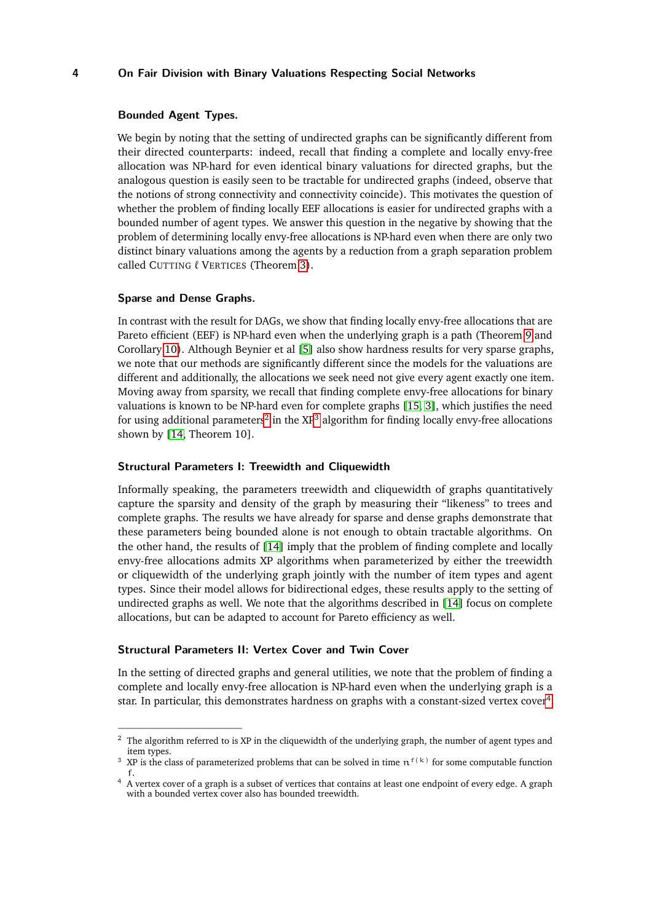### Bounded Agent Types.

We begin by noting that the setting of undirected graphs can be significantly different from their directed counterparts: indeed, recall that finding a complete and locally envy-free allocation was NP-hard for even identical binary valuations for directed graphs, but the analogous question is easily seen to be tractable for undirected graphs (indeed, observe that the notions of strong connectivity and connectivity coincide). This motivates the question of whether the problem of finding locally EEF allocations is easier for undirected graphs with a bounded number of agent types. We answer this question in the negative by showing that the problem of determining locally envy-free allocations is NP-hard even when there are only two distinct binary valuations among the agents by a reduction from a graph separation problem called CUTTING $\ell$ VERTICES (Theorem 3).

### Sparse and Dense Graphs.

In contrast with the result for DAGs, we show that finding locally envy-free allocations that are Pareto efficient (EEF) is NP-hard even when the underlying graph is a path (Theorem 9 and Corollary 10). Although Beynier et al [5] also show hardness results for very sparse graphs, we note that our methods are significantly different since the models for the valuations are different and additionally, the allocations we seek need not give every agent exactly one item. Moving away from sparsity, we recall that finding complete envy-free allocations for binary valuations is known to be NP-hard even for complete graphs [15, 3], which justifies the need for using additional parameters[2] in the XP[3] algorithm for finding locally envy-free allocations shown by [14, Theorem 10].

### Structural Parameters I: Treewidth and Cliquewidth

Informally speaking, the parameters treewidth and cliquewidth of graphs quantitatively capture the sparsity and density of the graph by measuring their "likeness" to trees and complete graphs. The results we have already for sparse and dense graphs demonstrate that these parameters being bounded alone is not enough to obtain tractable algorithms. On the other hand, the results of [14] imply that the problem of finding complete and locally envy-free allocations admits XP algorithms when parameterized by either the treewidth or cliquewidth of the underlying graph jointly with the number of item types and agent types. Since their model allows for bidirectional edges, these results apply to the setting of undirected graphs as well. We note that the algorithms described in [14] focus on complete allocations, but can be adapted to account for Pareto efficiency as well.

### Structural Parameters II: Vertex Cover and Twin Cover

In the setting of directed graphs and general utilities, we note that the problem of finding a complete and locally envy-free allocation is NP-hard even when the underlying graph is a star. In particular, this demonstrates hardness on graphs with a constant-sized vertex cover[4].

---

[2] The algorithm referred to is XP in the cliquewidth of the underlying graph, the number of agent types and item types.

[3] XP is the class of parameterized problems that can be solved in time $n^{f(k)}$ for some computable function $f$.

[4] A vertex cover of a graph is a subset of vertices that contains at least one endpoint of every edge. A graph with a bounded vertex cover also has bounded treewidth.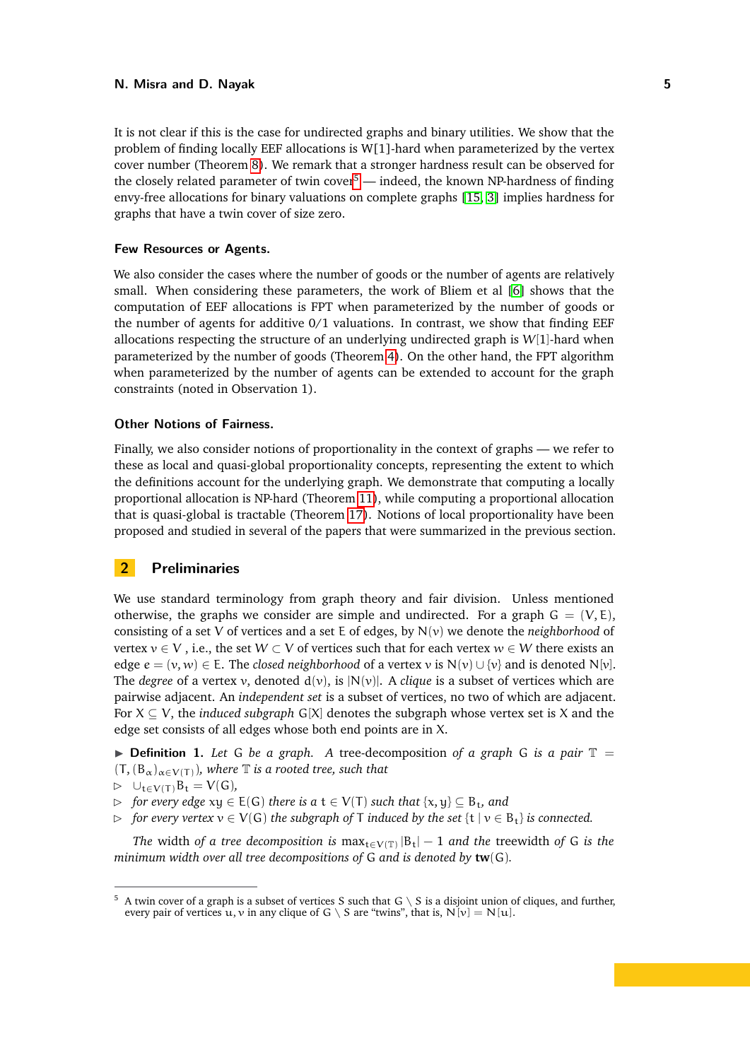It is not clear if this is the case for undirected graphs and binary utilities. We show that the problem of finding locally EEF allocations is W[1]-hard when parameterized by the vertex cover number (Theorem 8). We remark that a stronger hardness result can be observed for the closely related parameter of twin cover[5] — indeed, the known NP-hardness of finding envy-free allocations for binary valuations on complete graphs [15, 3] implies hardness for graphs that have a twin cover of size zero.

### Few Resources or Agents.

We also consider the cases where the number of goods or the number of agents are relatively small. When considering these parameters, the work of Bliem et al [6] shows that the computation of EEF allocations is FPT when parameterized by the number of goods or the number of agents for additive 0/1 valuations. In contrast, we show that finding EEF allocations respecting the structure of an underlying undirected graph is $W[1]$-hard when parameterized by the number of goods (Theorem 4). On the other hand, the FPT algorithm when parameterized by the number of agents can be extended to account for the graph constraints (noted in Observation 1).

### Other Notions of Fairness.

Finally, we also consider notions of proportionality in the context of graphs — we refer to these as local and quasi-global proportionality concepts, representing the extent to which the definitions account for the underlying graph. We demonstrate that computing a locally proportional allocation is NP-hard (Theorem 11), while computing a proportional allocation that is quasi-global is tractable (Theorem 17). Notions of local proportionality have been proposed and studied in several of the papers that were summarized in the previous section.

## 2 Preliminaries

We use standard terminology from graph theory and fair division. Unless mentioned otherwise, the graphs we consider are simple and undirected. For a graph $G = (V, E)$, consisting of a set $V$ of vertices and a set $E$ of edges, by $N(v)$ we denote the *neighborhood* of vertex $v \in V$, i.e., the set $W \subset V$ of vertices such that for each vertex $w \in W$ there exists an edge $e = (v, w) \in E$. The *closed neighborhood* of a vertex $v$ is $N(v) \cup \{v\}$ and is denoted $N[v]$. The *degree* of a vertex $v$, denoted $d(v)$, is $|N(v)|$. A *clique* is a subset of vertices which are pairwise adjacent. An *independent set* is a subset of vertices, no two of which are adjacent. For $X \subseteq V$, the *induced subgraph* $G[X]$ denotes the subgraph whose vertex set is $X$ and the edge set consists of all edges whose both end points are in $X$.

▶ **Definition 1.** *Let $G$ be a graph. A* tree-decomposition *of a graph $G$ is a pair $\mathbb{T} = (T, (B_\alpha)_{\alpha \in V(T)})$, where $\mathbb{T}$ is a rooted tree, such that*

▷ $\cup_{t \in V(T)} B_t = V(G)$,

▷ *for every edge $xy \in E(G)$ there is a $t \in V(T)$ such that $\{x, y\} \subseteq B_t$, and*

▷ *for every vertex $v \in V(G)$ the subgraph of $T$ induced by the set $\{t \mid v \in B_t\}$ is connected.*

*The* width *of a tree decomposition is $\max_{t \in V(T)} |B_t| - 1$ and the* treewidth *of $G$ is the minimum width over all tree decompositions of $G$ and is denoted by $\mathbf{tw}(G)$.*

---

[5] A twin cover of a graph is a subset of vertices $S$ such that $G \setminus S$ is a disjoint union of cliques, and further, every pair of vertices $u, v$ in any clique of $G \setminus S$ are "twins", that is, $N[v] = N[u]$.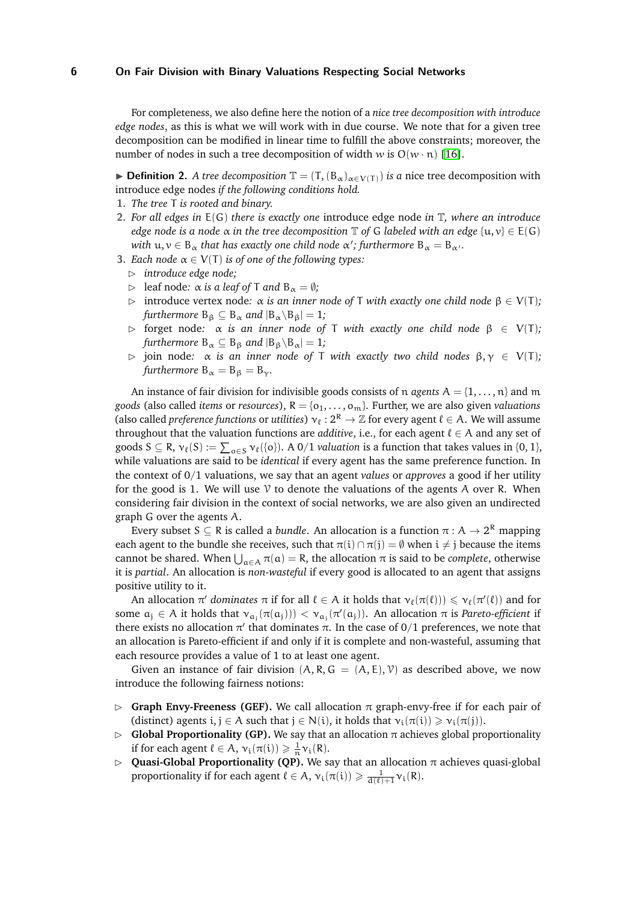For completeness, we also define here the notion of a *nice tree decomposition with introduce edge nodes*, as this is what we will work with in due course. We note that for a given tree decomposition can be modified in linear time to fulfill the above constraints; moreover, the number of nodes in such a tree decomposition of width $w$ is $O(w \cdot n)$ [16].

▶ **Definition 2.** *A tree decomposition $\mathbb{T} = (T, (B_\alpha)_{\alpha \in V(T)})$ is a* nice tree decomposition with introduce edge nodes *if the following conditions hold.*

1. *The tree $T$ is rooted and binary.*
2. *For all edges in $E(G)$ there is exactly one* introduce edge node *in $\mathbb{T}$, where an introduce edge node is a node $\alpha$ in the tree decomposition $\mathbb{T}$ of $G$ labeled with an edge $\{u, v\} \in E(G)$ with $u, v \in B_\alpha$ that has exactly one child node $\alpha'$; furthermore $B_\alpha = B_{\alpha'}$.*
3. *Each node $\alpha \in V(T)$ is of one of the following types:*
   - ▷ *introduce edge node;*
   - ▷ leaf node*: $\alpha$ is a leaf of $T$ and $B_\alpha = \emptyset$;*
   - ▷ introduce vertex node*: $\alpha$ is an inner node of $T$ with exactly one child node $\beta \in V(T)$; furthermore $B_\beta \subseteq B_\alpha$ and $|B_\alpha \backslash B_\beta| = 1$;*
   - ▷ forget node*: $\alpha$ is an inner node of $T$ with exactly one child node $\beta \in V(T)$; furthermore $B_\alpha \subseteq B_\beta$ and $|B_\beta \backslash B_\alpha| = 1$;*
   - ▷ join node*: $\alpha$ is an inner node of $T$ with exactly two child nodes $\beta, \gamma \in V(T)$; furthermore $B_\alpha = B_\beta = B_\gamma$.*

An instance of fair division for indivisible goods consists of $n$ *agents* $A = \{1, \dots, n\}$ and $m$ *goods* (also called *items* or *resources*), $R = \{o_1, \dots, o_m\}$. Further, we are also given *valuations* (also called *preference functions* or *utilities*) $v_\ell : 2^R \to \mathbb{Z}$ for every agent $\ell \in A$. We will assume throughout that the valuation functions are *additive*, i.e., for each agent $\ell \in A$ and any set of goods $S \subseteq R$, $v_\ell(S) := \sum_{o \in S} v_\ell(\{o\})$. A 0/1 *valuation* is a function that takes values in $\{0, 1\}$, while valuations are said to be *identical* if every agent has the same preference function. In the context of 0/1 valuations, we say that an agent *values* or *approves* a good if her utility for the good is 1. We will use $\mathcal{V}$ to denote the valuations of the agents $A$ over $R$. When considering fair division in the context of social networks, we are also given an undirected graph $G$ over the agents $A$.

Every subset $S \subseteq R$ is called a *bundle*. An allocation is a function $\pi : A \to 2^R$ mapping each agent to the bundle she receives, such that $\pi(i) \cap \pi(j) = \emptyset$ when $i \neq j$ because the items cannot be shared. When $\bigcup_{a \in A} \pi(a) = R$, the allocation $\pi$ is said to be *complete*, otherwise it is *partial*. An allocation is *non-wasteful* if every good is allocated to an agent that assigns positive utility to it.

An allocation $\pi'$ *dominates* $\pi$ if for all $\ell \in A$ it holds that $v_\ell(\pi(\ell))) \leqslant v_\ell(\pi'(\ell))$ and for some $a_j \in A$ it holds that $v_{a_j}(\pi(a_j))) < v_{a_j}(\pi'(a_j))$. An allocation $\pi$ is *Pareto-efficient* if there exists no allocation $\pi'$ that dominates $\pi$. In the case of 0/1 preferences, we note that an allocation is Pareto-efficient if and only if it is complete and non-wasteful, assuming that each resource provides a value of 1 to at least one agent.

Given an instance of fair division $(A, R, G = (A, E), \mathcal{V})$ as described above, we now introduce the following fairness notions:

- ▷ **Graph Envy-Freeness (GEF).** We call allocation $\pi$ graph-envy-free if for each pair of (distinct) agents $i, j \in A$ such that $j \in N(i)$, it holds that $v_i(\pi(i)) \geqslant v_i(\pi(j))$.
- ▷ **Global Proportionality (GP).** We say that an allocation $\pi$ achieves global proportionality if for each agent $\ell \in A$, $v_i(\pi(i)) \geqslant \frac{1}{n} v_i(R)$.
- ▷ **Quasi-Global Proportionality (QP).** We say that an allocation $\pi$ achieves quasi-global proportionality if for each agent $\ell \in A$, $v_i(\pi(i)) \geqslant \frac{1}{d(\ell)+1} v_i(R)$.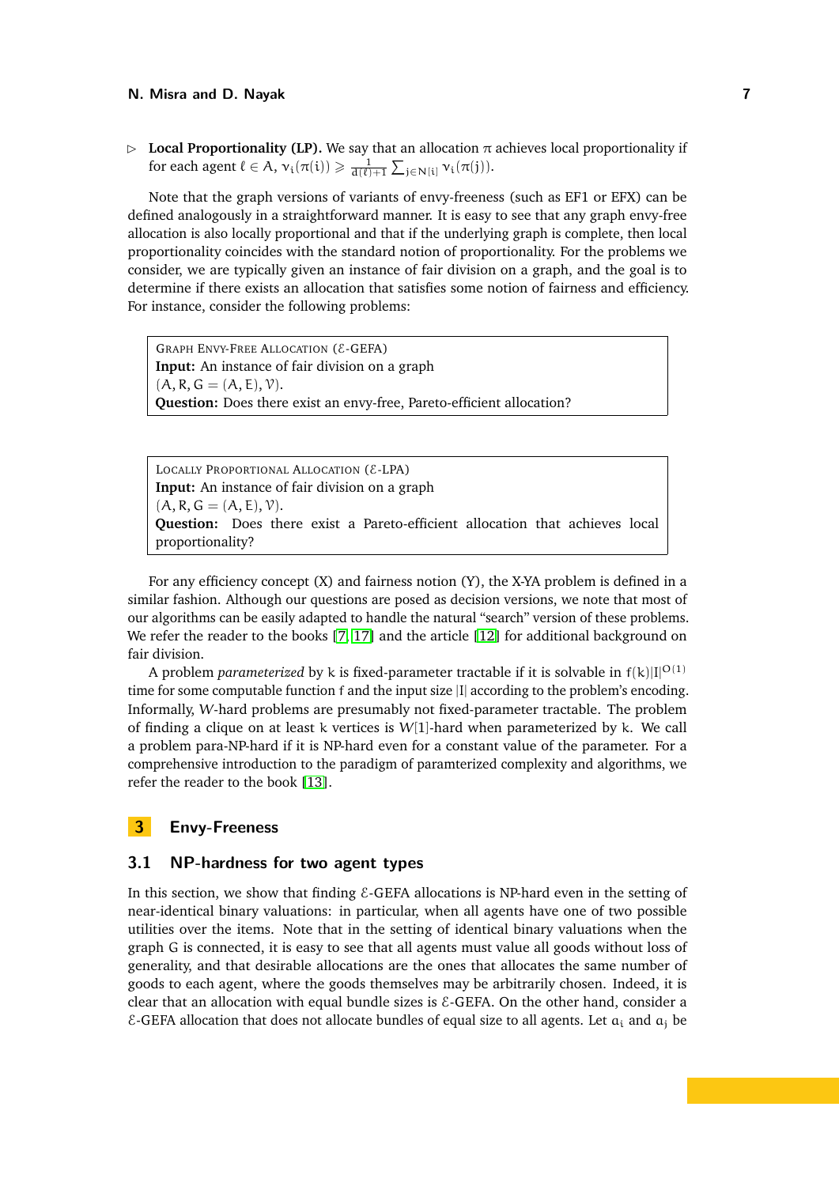▷ **Local Proportionality (LP).** We say that an allocation $\pi$ achieves local proportionality if for each agent $\ell \in A$, $v_i(\pi(i)) \geqslant \frac{1}{d(\ell)+1} \sum_{j \in N[i]} v_i(\pi(j))$.

Note that the graph versions of variants of envy-freeness (such as EF1 or EFX) can be defined analogously in a straightforward manner. It is easy to see that any graph envy-free allocation is also locally proportional and that if the underlying graph is complete, then local proportionality coincides with the standard notion of proportionality. For the problems we consider, we are typically given an instance of fair division on a graph, and the goal is to determine if there exists an allocation that satisfies some notion of fairness and efficiency. For instance, consider the following problems:

> GRAPH ENVY-FREE ALLOCATION ($\mathcal{E}$-GEFA)
> **Input:** An instance of fair division on a graph $(A, R, G = (A, E), \mathcal{V})$.
> **Question:** Does there exist an envy-free, Pareto-efficient allocation?

> LOCALLY PROPORTIONAL ALLOCATION ($\mathcal{E}$-LPA)
> **Input:** An instance of fair division on a graph $(A, R, G = (A, E), \mathcal{V})$.
> **Question:** Does there exist a Pareto-efficient allocation that achieves local proportionality?

For any efficiency concept (X) and fairness notion (Y), the X-YA problem is defined in a similar fashion. Although our questions are posed as decision versions, we note that most of our algorithms can be easily adapted to handle the natural "search" version of these problems. We refer the reader to the books [7, 17] and the article [12] for additional background on fair division.

A problem *parameterized* by $k$ is fixed-parameter tractable if it is solvable in $f(k)|I|^{O(1)}$ time for some computable function $f$ and the input size $|I|$ according to the problem's encoding. Informally, $W$-hard problems are presumably not fixed-parameter tractable. The problem of finding a clique on at least $k$ vertices is $W[1]$-hard when parameterized by $k$. We call a problem para-NP-hard if it is NP-hard even for a constant value of the parameter. For a comprehensive introduction to the paradigm of paramterized complexity and algorithms, we refer the reader to the book [13].

# 3 Envy-Freeness

## 3.1 NP-hardness for two agent types

In this section, we show that finding $\mathcal{E}$-GEFA allocations is NP-hard even in the setting of near-identical binary valuations: in particular, when all agents have one of two possible utilities over the items. Note that in the setting of identical binary valuations when the graph G is connected, it is easy to see that all agents must value all goods without loss of generality, and that desirable allocations are the ones that allocates the same number of goods to each agent, where the goods themselves may be arbitrarily chosen. Indeed, it is clear that an allocation with equal bundle sizes is $\mathcal{E}$-GEFA. On the other hand, consider a $\mathcal{E}$-GEFA allocation that does not allocate bundles of equal size to all agents. Let $a_i$ and $a_j$ be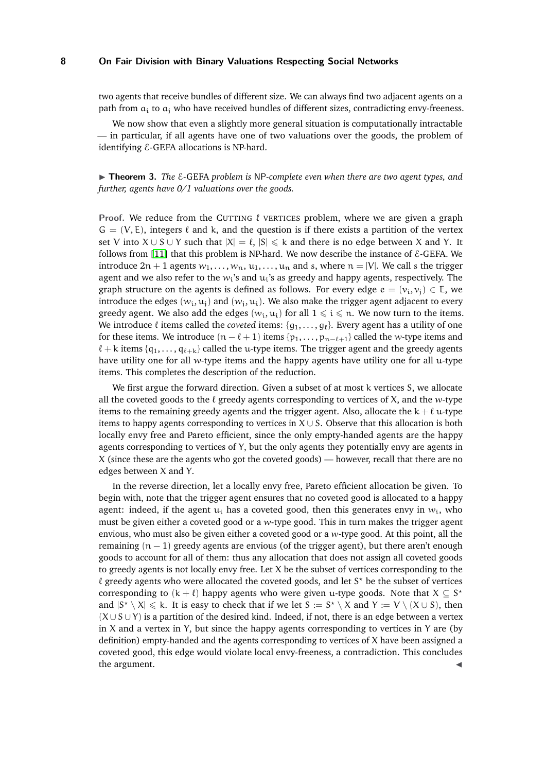two agents that receive bundles of different size. We can always find two adjacent agents on a path from $a_i$ to $a_j$ who have received bundles of different sizes, contradicting envy-freeness.

We now show that even a slightly more general situation is computationally intractable — in particular, if all agents have one of two valuations over the goods, the problem of identifying $\mathcal{E}$-GEFA allocations is NP-hard.

▶ **Theorem 3.** *The $\mathcal{E}$-GEFA problem is NP-complete even when there are two agent types, and further, agents have 0/1 valuations over the goods.*

**Proof.** We reduce from the CUTTING $\ell$ VERTICES problem, where we are given a graph $G = (V, E)$, integers $\ell$ and $k$, and the question is if there exists a partition of the vertex set $V$ into $X \cup S \cup Y$ such that $|X| = \ell$, $|S| \leqslant k$ and there is no edge between $X$ and $Y$. It follows from [11] that this problem is NP-hard. We now describe the instance of $\mathcal{E}$-GEFA. We introduce $2n + 1$ agents $w_1, \ldots, w_n, u_1, \ldots, u_n$ and $s$, where $n = |V|$. We call $s$ the trigger agent and we also refer to the $w_i$'s and $u_i$'s as greedy and happy agents, respectively. The graph structure on the agents is defined as follows. For every edge $e = (v_i, v_j) \in E$, we introduce the edges $(w_i, u_j)$ and $(w_j, u_i)$. We also make the trigger agent adjacent to every greedy agent. We also add the edges $(w_i, u_i)$ for all $1 \leqslant i \leqslant n$. We now turn to the items. We introduce $\ell$ items called the *coveted* items: $\{g_1, \ldots, g_\ell\}$. Every agent has a utility of one for these items. We introduce $(n - \ell + 1)$ items $\{p_1, \ldots, p_{n-\ell+1}\}$ called the $w$-type items and $\ell + k$ items $\{q_1, \ldots, q_{\ell+k}\}$ called the $u$-type items. The trigger agent and the greedy agents have utility one for all $w$-type items and the happy agents have utility one for all $u$-type items. This completes the description of the reduction.

We first argue the forward direction. Given a subset of at most $k$ vertices $S$, we allocate all the coveted goods to the $\ell$ greedy agents corresponding to vertices of $X$, and the $w$-type items to the remaining greedy agents and the trigger agent. Also, allocate the $k + \ell$ $u$-type items to happy agents corresponding to vertices in $X \cup S$. Observe that this allocation is both locally envy free and Pareto efficient, since the only empty-handed agents are the happy agents corresponding to vertices of $Y$, but the only agents they potentially envy are agents in $X$ (since these are the agents who got the coveted goods) — however, recall that there are no edges between $X$ and $Y$.

In the reverse direction, let a locally envy free, Pareto efficient allocation be given. To begin with, note that the trigger agent ensures that no coveted good is allocated to a happy agent: indeed, if the agent $u_i$ has a coveted good, then this generates envy in $w_i$, who must be given either a coveted good or a $w$-type good. This in turn makes the trigger agent envious, who must also be given either a coveted good or a $w$-type good. At this point, all the remaining $(n - 1)$ greedy agents are envious (of the trigger agent), but there aren't enough goods to account for all of them: thus any allocation that does not assign all coveted goods to greedy agents is not locally envy free. Let $X$ be the subset of vertices corresponding to the $\ell$ greedy agents who were allocated the coveted goods, and let $S^\star$ be the subset of vertices corresponding to $(k + \ell)$ happy agents who were given $u$-type goods. Note that $X \subseteq S^\star$ and $|S^\star \setminus X| \leqslant k$. It is easy to check that if we let $S := S^\star \setminus X$ and $Y := V \setminus (X \cup S)$, then $(X \cup S \cup Y)$ is a partition of the desired kind. Indeed, if not, there is an edge between a vertex in $X$ and a vertex in $Y$, but since the happy agents corresponding to vertices in $Y$ are (by definition) empty-handed and the agents corresponding to vertices of $X$ have been assigned a coveted good, this edge would violate local envy-freeness, a contradiction. This concludes the argument. ◀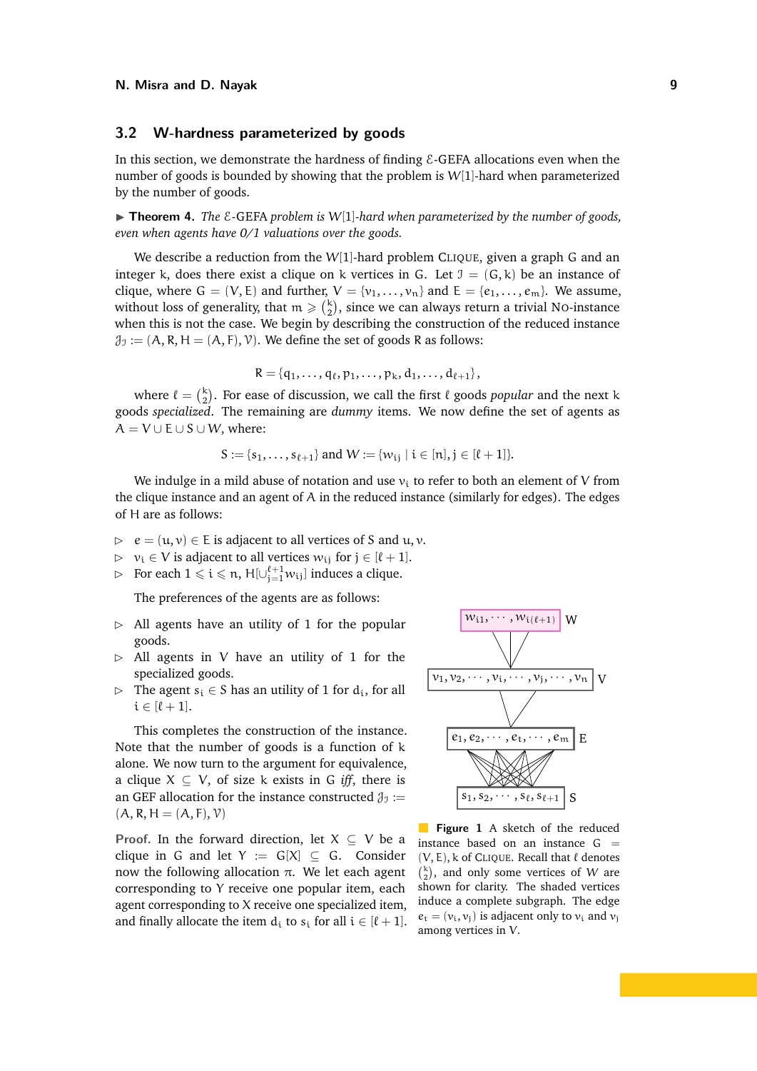## 3.2 W-hardness parameterized by goods

In this section, we demonstrate the hardness of finding $\mathcal{E}$-GEFA allocations even when the number of goods is bounded by showing that the problem is $W[1]$-hard when parameterized by the number of goods.

▶ **Theorem 4.** *The $\mathcal{E}$-GEFA problem is $W[1]$-hard when parameterized by the number of goods, even when agents have 0/1 valuations over the goods.*

We describe a reduction from the $W[1]$-hard problem CLIQUE, given a graph $G$ and an integer $k$, does there exist a clique on $k$ vertices in $G$. Let $\mathcal{I} = (G, k)$ be an instance of clique, where $G = (V, E)$ and further, $V = \{v_1, \ldots, v_n\}$ and $E = \{e_1, \ldots, e_m\}$. We assume, without loss of generality, that $m \geqslant \binom{k}{2}$, since we can always return a trivial NO-instance when this is not the case. We begin by describing the construction of the reduced instance $\mathcal{J}_\mathcal{I} := (A, R, H = (A, F), \mathcal{V})$. We define the set of goods $R$ as follows:

$$R = \{q_1, \ldots, q_\ell, p_1, \ldots, p_k, d_1, \ldots, d_{\ell+1}\},$$

where $\ell = \binom{k}{2}$. For ease of discussion, we call the first $\ell$ goods *popular* and the next $k$ goods *specialized*. The remaining are *dummy* items. We now define the set of agents as $A = V \cup E \cup S \cup W$, where:

$$S := \{s_1, \ldots, s_{\ell+1}\} \text{ and } W := \{w_{ij} \mid i \in [n], j \in [\ell+1]\}.$$

We indulge in a mild abuse of notation and use $v_i$ to refer to both an element of $V$ from the clique instance and an agent of $A$ in the reduced instance (similarly for edges). The edges of $H$ are as follows:

- ▷ $e = (u, v) \in E$ is adjacent to all vertices of $S$ and $u, v$.
- ▷ $v_i \in V$ is adjacent to all vertices $w_{ij}$ for $j \in [\ell+1]$.
- ▷ For each $1 \leqslant i \leqslant n$, $H[\cup_{j=1}^{\ell+1} w_{ij}]$ induces a clique.

The preferences of the agents are as follows:

- ▷ All agents have an utility of 1 for the popular goods.
- ▷ All agents in $V$ have an utility of 1 for the specialized goods.
- ▷ The agent $s_i \in S$ has an utility of 1 for $d_i$, for all $i \in [\ell+1]$.

This completes the construction of the instance. Note that the number of goods is a function of $k$ alone. We now turn to the argument for equivalence, a clique $X \subseteq V$, of size $k$ exists in $G$ *iff*, there is an GEF allocation for the instance constructed $\mathcal{J}_\mathcal{I} := (A, R, H = (A, F), \mathcal{V})$

**Proof.** In the forward direction, let $X \subseteq V$ be a clique in $G$ and let $Y := G[X] \subseteq G$. Consider now the following allocation $\pi$. We let each agent corresponding to $Y$ receive one popular item, each agent corresponding to $X$ receive one specialized item, and finally allocate the item $d_i$ to $s_i$ for all $i \in [\ell+1]$.

**Figure 1** A sketch of the reduced instance based on an instance $G = (V, E), k$ of CLIQUE. Recall that $\ell$ denotes $\binom{k}{2}$, and only some vertices of $W$ are shown for clarity. The shaded vertices induce a complete subgraph. The edge $e_t = (v_i, v_j)$ is adjacent only to $v_i$ and $v_j$ among vertices in $V$.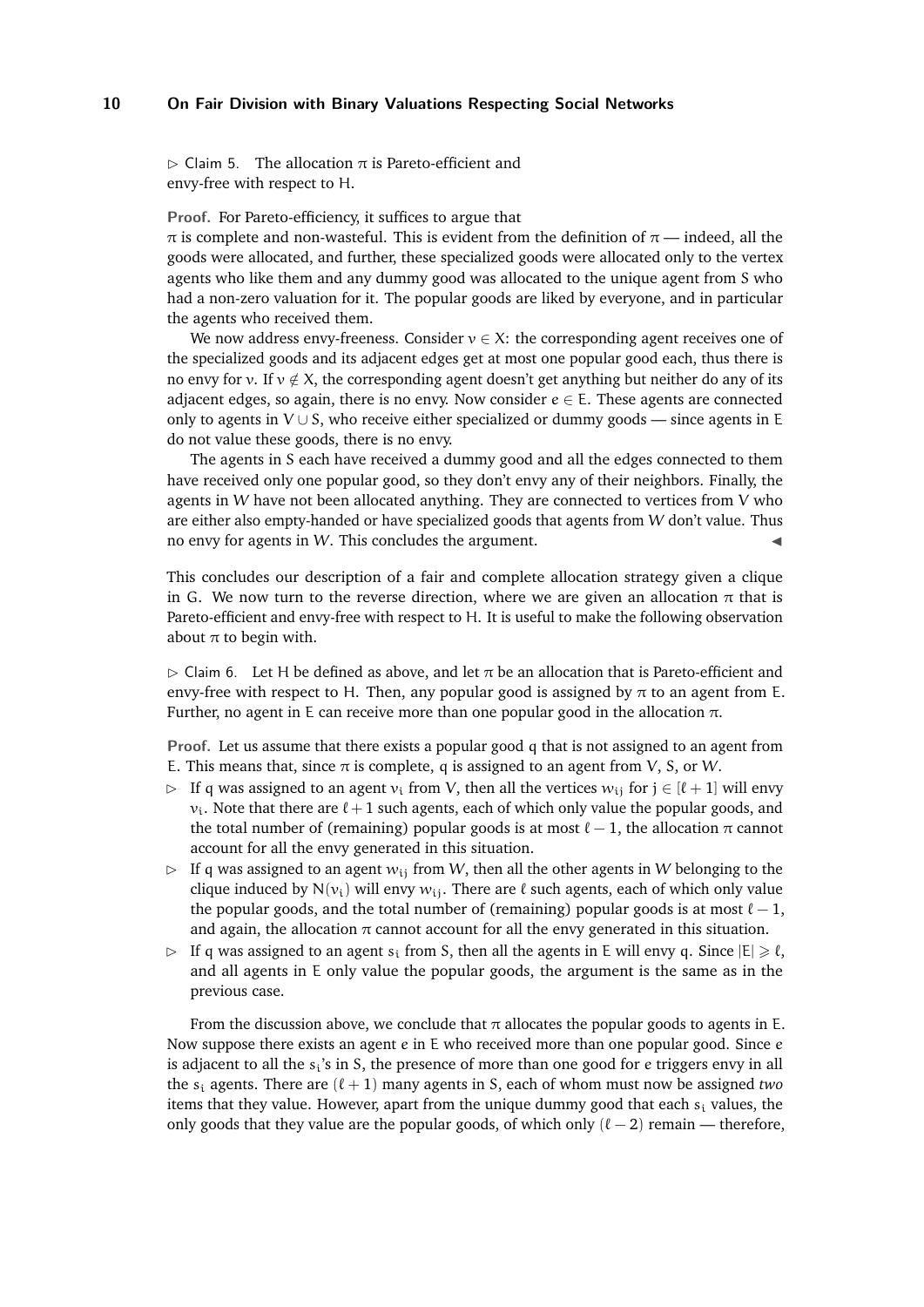▷ Claim 5. The allocation $\pi$ is Pareto-efficient and envy-free with respect to H.

**Proof.** For Pareto-efficiency, it suffices to argue that $\pi$ is complete and non-wasteful. This is evident from the definition of $\pi$ — indeed, all the goods were allocated, and further, these specialized goods were allocated only to the vertex agents who like them and any dummy good was allocated to the unique agent from S who had a non-zero valuation for it. The popular goods are liked by everyone, and in particular the agents who received them.

We now address envy-freeness. Consider $v \in X$: the corresponding agent receives one of the specialized goods and its adjacent edges get at most one popular good each, thus there is no envy for $v$. If $v \notin X$, the corresponding agent doesn't get anything but neither do any of its adjacent edges, so again, there is no envy. Now consider $e \in E$. These agents are connected only to agents in $V \cup S$, who receive either specialized or dummy goods — since agents in E do not value these goods, there is no envy.

The agents in S each have received a dummy good and all the edges connected to them have received only one popular good, so they don't envy any of their neighbors. Finally, the agents in $W$ have not been allocated anything. They are connected to vertices from V who are either also empty-handed or have specialized goods that agents from $W$ don't value. Thus no envy for agents in $W$. This concludes the argument. ◀

This concludes our description of a fair and complete allocation strategy given a clique in G. We now turn to the reverse direction, where we are given an allocation $\pi$ that is Pareto-efficient and envy-free with respect to H. It is useful to make the following observation about $\pi$ to begin with.

▷ Claim 6. Let H be defined as above, and let $\pi$ be an allocation that is Pareto-efficient and envy-free with respect to H. Then, any popular good is assigned by $\pi$ to an agent from E. Further, no agent in E can receive more than one popular good in the allocation $\pi$.

**Proof.** Let us assume that there exists a popular good q that is not assigned to an agent from E. This means that, since $\pi$ is complete, q is assigned to an agent from V, S, or $W$.

- ▷ If q was assigned to an agent $v_i$ from V, then all the vertices $w_{ij}$ for $j \in [\ell+1]$ will envy $v_i$. Note that there are $\ell+1$ such agents, each of which only value the popular goods, and the total number of (remaining) popular goods is at most $\ell-1$, the allocation $\pi$ cannot account for all the envy generated in this situation.
- ▷ If q was assigned to an agent $w_{ij}$ from $W$, then all the other agents in $W$ belonging to the clique induced by $N(v_i)$ will envy $w_{ij}$. There are $\ell$ such agents, each of which only value the popular goods, and the total number of (remaining) popular goods is at most $\ell-1$, and again, the allocation $\pi$ cannot account for all the envy generated in this situation.
- ▷ If q was assigned to an agent $s_i$ from S, then all the agents in E will envy q. Since $|E| \geqslant \ell$, and all agents in E only value the popular goods, the argument is the same as in the previous case.

From the discussion above, we conclude that $\pi$ allocates the popular goods to agents in E. Now suppose there exists an agent $e$ in E who received more than one popular good. Since $e$ is adjacent to all the $s_i$'s in S, the presence of more than one good for $e$ triggers envy in all the $s_i$ agents. There are $(\ell+1)$ many agents in S, each of whom must now be assigned *two* items that they value. However, apart from the unique dummy good that each $s_i$ values, the only goods that they value are the popular goods, of which only $(\ell-2)$ remain — therefore,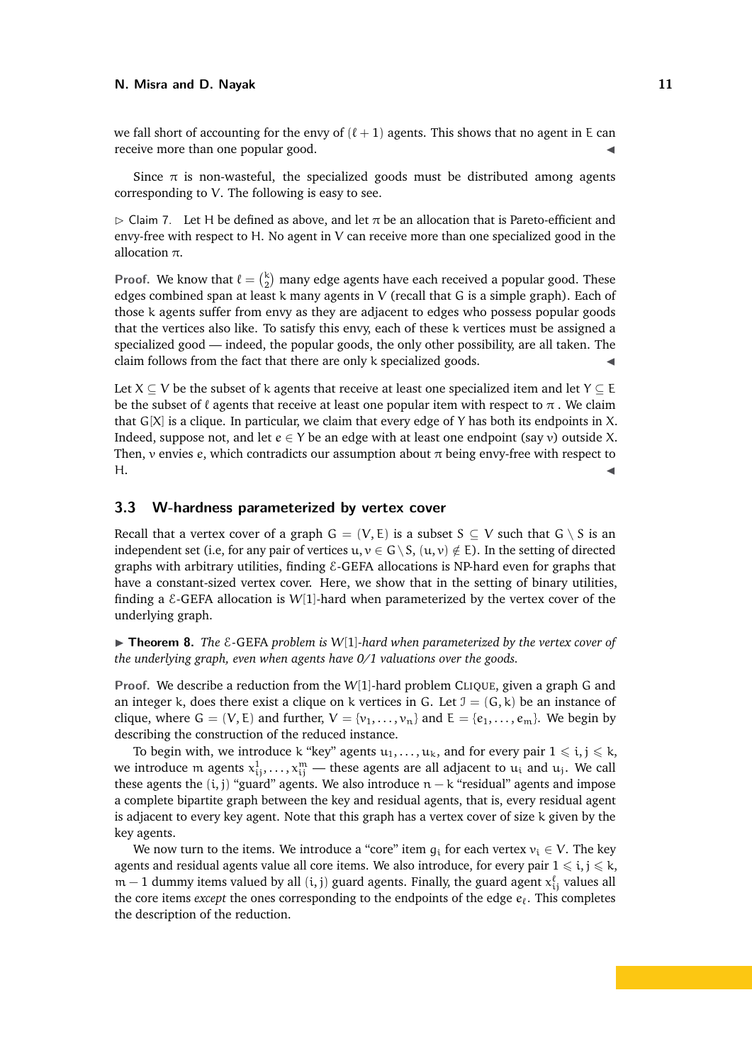we fall short of accounting for the envy of $(\ell + 1)$ agents. This shows that no agent in $E$ can receive more than one popular good. ◂

Since $\pi$ is non-wasteful, the specialized goods must be distributed among agents corresponding to $V$. The following is easy to see.

▷ Claim 7. Let $H$ be defined as above, and let $\pi$ be an allocation that is Pareto-efficient and envy-free with respect to $H$. No agent in $V$ can receive more than one specialized good in the allocation $\pi$.

**Proof.** We know that $\ell = \binom{k}{2}$ many edge agents have each received a popular good. These edges combined span at least $k$ many agents in $V$ (recall that $G$ is a simple graph). Each of those $k$ agents suffer from envy as they are adjacent to edges who possess popular goods that the vertices also like. To satisfy this envy, each of these $k$ vertices must be assigned a specialized good — indeed, the popular goods, the only other possibility, are all taken. The claim follows from the fact that there are only $k$ specialized goods. ◂

Let $X \subseteq V$ be the subset of $k$ agents that receive at least one specialized item and let $Y \subseteq E$ be the subset of $\ell$ agents that receive at least one popular item with respect to $\pi$ . We claim that $G[X]$ is a clique. In particular, we claim that every edge of $Y$ has both its endpoints in $X$. Indeed, suppose not, and let $e \in Y$ be an edge with at least one endpoint (say $v$) outside $X$. Then, $v$ envies $e$, which contradicts our assumption about $\pi$ being envy-free with respect to $H$. ◂

## 3.3 W-hardness parameterized by vertex cover

Recall that a vertex cover of a graph $G = (V, E)$ is a subset $S \subseteq V$ such that $G \setminus S$ is an independent set (i.e, for any pair of vertices $u, v \in G \setminus S$, $(u, v) \notin E$). In the setting of directed graphs with arbitrary utilities, finding $\mathcal{E}$-GEFA allocations is NP-hard even for graphs that have a constant-sized vertex cover. Here, we show that in the setting of binary utilities, finding a $\mathcal{E}$-GEFA allocation is $W[1]$-hard when parameterized by the vertex cover of the underlying graph.

▶ **Theorem 8.** *The $\mathcal{E}$-GEFA problem is $W[1]$-hard when parameterized by the vertex cover of the underlying graph, even when agents have 0/1 valuations over the goods.*

**Proof.** We describe a reduction from the $W[1]$-hard problem CLIQUE, given a graph $G$ and an integer $k$, does there exist a clique on $k$ vertices in $G$. Let $\mathcal{I} = (G, k)$ be an instance of clique, where $G = (V, E)$ and further, $V = \{v_1, \ldots, v_n\}$ and $E = \{e_1, \ldots, e_m\}$. We begin by describing the construction of the reduced instance.

To begin with, we introduce $k$ "key" agents $u_1, \ldots, u_k$, and for every pair $1 \leqslant i, j \leqslant k$, we introduce $m$ agents $x_{ij}^1, \ldots, x_{ij}^m$ — these agents are all adjacent to $u_i$ and $u_j$. We call these agents the $(i, j)$ "guard" agents. We also introduce $n - k$ "residual" agents and impose a complete bipartite graph between the key and residual agents, that is, every residual agent is adjacent to every key agent. Note that this graph has a vertex cover of size $k$ given by the key agents.

We now turn to the items. We introduce a "core" item $g_i$ for each vertex $v_i \in V$. The key agents and residual agents value all core items. We also introduce, for every pair $1 \leqslant i, j \leqslant k$, $m - 1$ dummy items valued by all $(i, j)$ guard agents. Finally, the guard agent $x_{ij}^\ell$ values all the core items *except* the ones corresponding to the endpoints of the edge $e_\ell$. This completes the description of the reduction.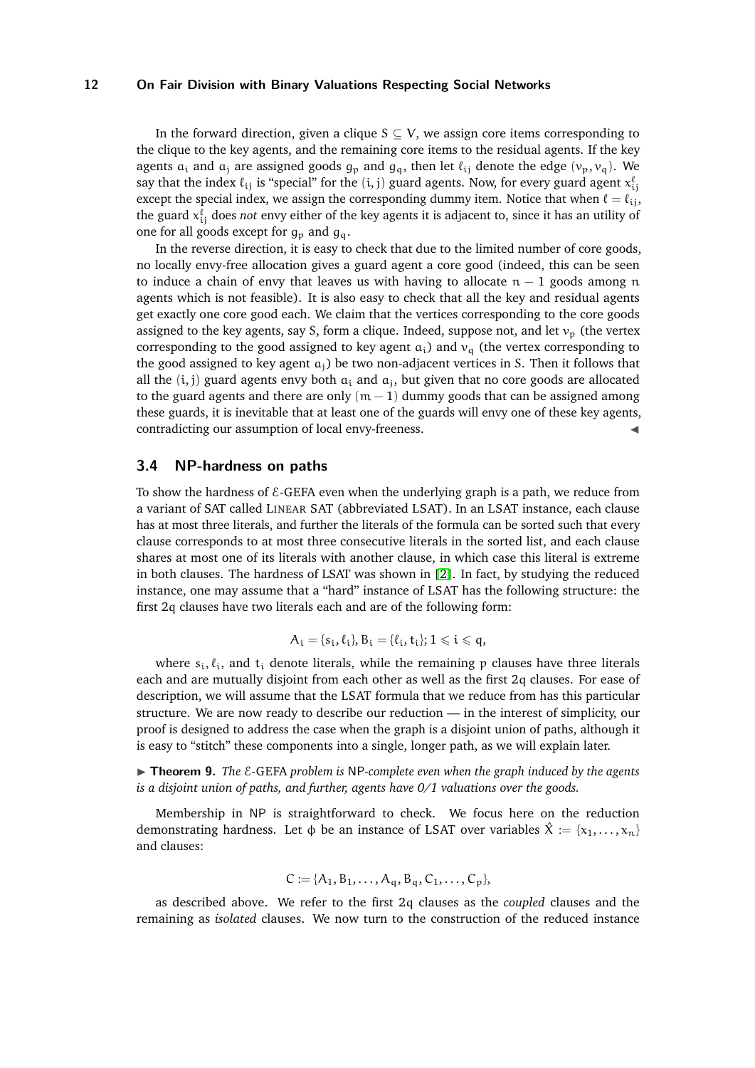In the forward direction, given a clique $S \subseteq V$, we assign core items corresponding to the clique to the key agents, and the remaining core items to the residual agents. If the key agents $a_i$ and $a_j$ are assigned goods $g_p$ and $g_q$, then let $\ell_{ij}$ denote the edge $(v_p, v_q)$. We say that the index $\ell_{ij}$ is "special" for the $(i,j)$ guard agents. Now, for every guard agent $x_{ij}^{\ell}$ except the special index, we assign the corresponding dummy item. Notice that when $\ell = \ell_{ij}$, the guard $x_{ij}^{\ell}$ does *not* envy either of the key agents it is adjacent to, since it has an utility of one for all goods except for $g_p$ and $g_q$.

In the reverse direction, it is easy to check that due to the limited number of core goods, no locally envy-free allocation gives a guard agent a core good (indeed, this can be seen to induce a chain of envy that leaves us with having to allocate $n-1$ goods among $n$ agents which is not feasible). It is also easy to check that all the key and residual agents get exactly one core good each. We claim that the vertices corresponding to the core goods assigned to the key agents, say S, form a clique. Indeed, suppose not, and let $v_p$ (the vertex corresponding to the good assigned to key agent $a_i$) and $v_q$ (the vertex corresponding to the good assigned to key agent $a_j$) be two non-adjacent vertices in S. Then it follows that all the $(i,j)$ guard agents envy both $a_i$ and $a_j$, but given that no core goods are allocated to the guard agents and there are only $(m-1)$ dummy goods that can be assigned among these guards, it is inevitable that at least one of the guards will envy one of these key agents, contradicting our assumption of local envy-freeness. ◀

## 3.4 NP-hardness on paths

To show the hardness of $\mathcal{E}$-GEFA even when the underlying graph is a path, we reduce from a variant of SAT called LINEAR SAT (abbreviated LSAT). In an LSAT instance, each clause has at most three literals, and further the literals of the formula can be sorted such that every clause corresponds to at most three consecutive literals in the sorted list, and each clause shares at most one of its literals with another clause, in which case this literal is extreme in both clauses. The hardness of LSAT was shown in [2]. In fact, by studying the reduced instance, one may assume that a "hard" instance of LSAT has the following structure: the first $2q$ clauses have two literals each and are of the following form:

$$A_i = \{s_i, \ell_i\}, B_i = \{\ell_i, t_i\}; 1 \leqslant i \leqslant q,$$

where $s_i, \ell_i$, and $t_i$ denote literals, while the remaining $p$ clauses have three literals each and are mutually disjoint from each other as well as the first $2q$ clauses. For ease of description, we will assume that the LSAT formula that we reduce from has this particular structure. We are now ready to describe our reduction — in the interest of simplicity, our proof is designed to address the case when the graph is a disjoint union of paths, although it is easy to "stitch" these components into a single, longer path, as we will explain later.

▶ **Theorem 9.** *The $\mathcal{E}$-GEFA problem is NP-complete even when the graph induced by the agents is a disjoint union of paths, and further, agents have 0/1 valuations over the goods.*

Membership in NP is straightforward to check. We focus here on the reduction demonstrating hardness. Let $\phi$ be an instance of LSAT over variables $\hat{X} := \{x_1, \ldots, x_n\}$ and clauses:

$$C := \{A_1, B_1, \ldots, A_q, B_q, C_1, \ldots, C_p\},$$

as described above. We refer to the first $2q$ clauses as the *coupled* clauses and the remaining as *isolated* clauses. We now turn to the construction of the reduced instance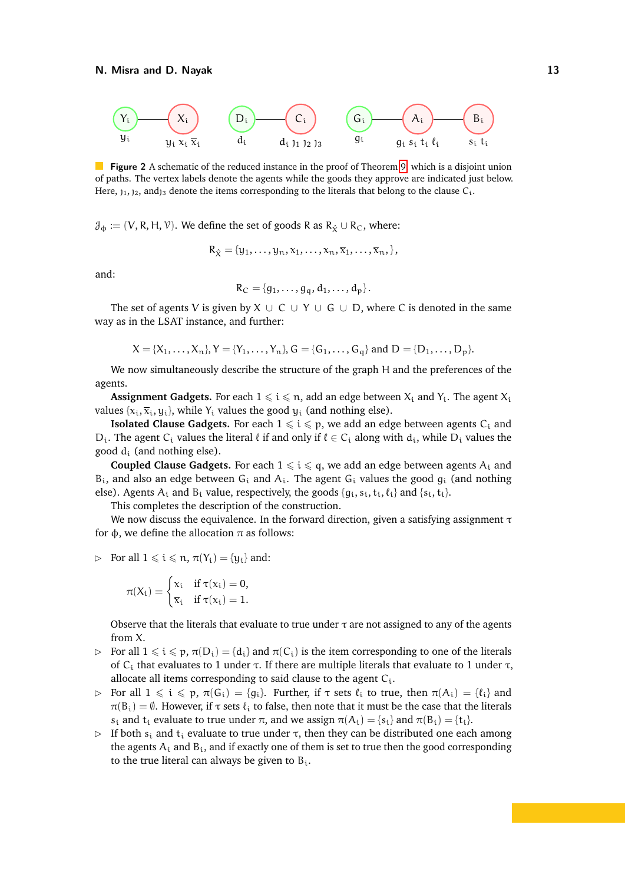| $Y_i$ | — | $X_i$ | | $D_i$ | — | $C_i$ | | $G_i$ | — | $A_i$ | — | $B_i$ |
|---|---|---|---|---|---|---|---|---|---|---|---|---|
| $y_i$ | | $y_i\ x_i\ \overline{x}_i$ | | $d_i$ | | $d_i\ \jmath_1\ \jmath_2\ \jmath_3$ | | $g_i$ | | $g_i\ s_i\ t_i\ \ell_i$ | | $s_i\ t_i$ |

**Figure 2** A schematic of the reduced instance in the proof of Theorem 9 which is a disjoint union of paths. The vertex labels denote the agents while the goods they approve are indicated just below. Here, $\jmath_1, \jmath_2$, and $\jmath_3$ denote the items corresponding to the literals that belong to the clause $C_i$.

$\mathcal{J}_\phi := (V, R, H, \mathcal{V})$. We define the set of goods R as $R_{\hat{X}} \cup R_C$, where:

$$R_{\hat{X}} = \{y_1, \ldots, y_n, x_1, \ldots, x_n, \overline{x}_1, \ldots, \overline{x}_n,\},$$

and:

$$R_C = \{g_1, \ldots, g_q, d_1, \ldots, d_p\}.$$

The set of agents V is given by $X \cup C \cup Y \cup G \cup D$, where C is denoted in the same way as in the LSAT instance, and further:

$$X = \{X_1, \ldots, X_n\}, Y = \{Y_1, \ldots, Y_n\}, G = \{G_1, \ldots, G_q\} \text{ and } D = \{D_1, \ldots, D_p\}.$$

We now simultaneously describe the structure of the graph H and the preferences of the agents.

**Assignment Gadgets.** For each $1 \leqslant i \leqslant n$, add an edge between $X_i$ and $Y_i$. The agent $X_i$ values $\{x_i, \overline{x}_i, y_i\}$, while $Y_i$ values the good $y_i$ (and nothing else).

**Isolated Clause Gadgets.** For each $1 \leqslant i \leqslant p$, we add an edge between agents $C_i$ and $D_i$. The agent $C_i$ values the literal $\ell$ if and only if $\ell \in C_i$ along with $d_i$, while $D_i$ values the good $d_i$ (and nothing else).

**Coupled Clause Gadgets.** For each $1 \leqslant i \leqslant q$, we add an edge between agents $A_i$ and $B_i$, and also an edge between $G_i$ and $A_i$. The agent $G_i$ values the good $g_i$ (and nothing else). Agents $A_i$ and $B_i$ value, respectively, the goods $\{g_i, s_i, t_i, \ell_i\}$ and $\{s_i, t_i\}$.

This completes the description of the construction.

We now discuss the equivalence. In the forward direction, given a satisfying assignment $\tau$ for $\phi$, we define the allocation $\pi$ as follows:

- ▷ For all $1 \leqslant i \leqslant n$, $\pi(Y_i) = \{y_i\}$ and:

$$\pi(X_i) = \begin{cases} x_i & \text{if } \tau(x_i) = 0, \\ \overline{x}_i & \text{if } \tau(x_i) = 1. \end{cases}$$

  Observe that the literals that evaluate to true under $\tau$ are not assigned to any of the agents from X.
- ▷ For all $1 \leqslant i \leqslant p$, $\pi(D_i) = \{d_i\}$ and $\pi(C_i)$ is the item corresponding to one of the literals of $C_i$ that evaluates to 1 under $\tau$. If there are multiple literals that evaluate to 1 under $\tau$, allocate all items corresponding to said clause to the agent $C_i$.
- ▷ For all $1 \leqslant i \leqslant p$, $\pi(G_i) = \{g_i\}$. Further, if $\tau$ sets $\ell_i$ to true, then $\pi(A_i) = \{\ell_i\}$ and $\pi(B_i) = \emptyset$. However, if $\tau$ sets $\ell_i$ to false, then note that it must be the case that the literals $s_i$ and $t_i$ evaluate to true under $\pi$, and we assign $\pi(A_i) = \{s_i\}$ and $\pi(B_i) = \{t_i\}$.
- ▷ If both $s_i$ and $t_i$ evaluate to true under $\tau$, then they can be distributed one each among the agents $A_i$ and $B_i$, and if exactly one of them is set to true then the good corresponding to the true literal can always be given to $B_i$.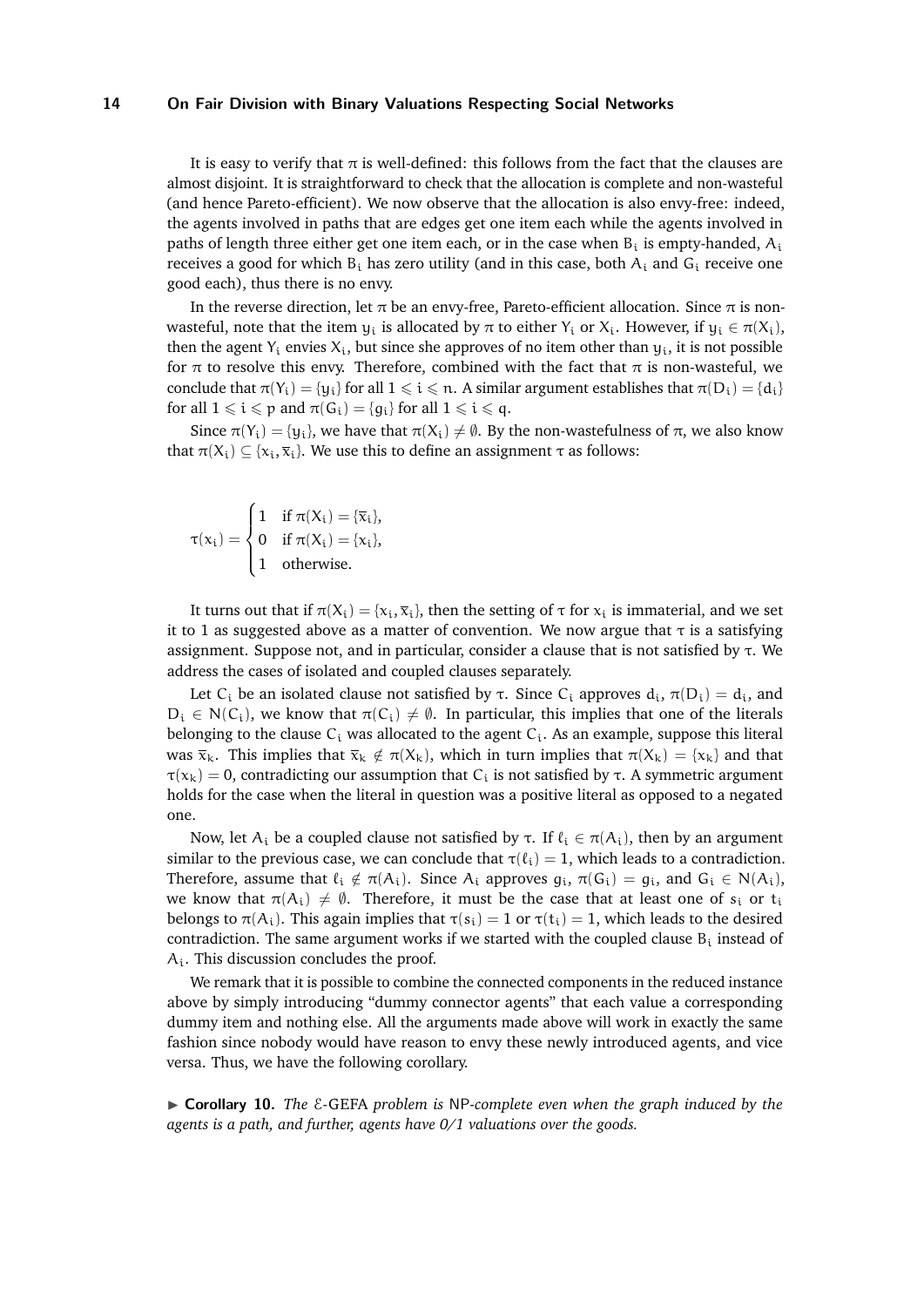It is easy to verify that $\pi$ is well-defined: this follows from the fact that the clauses are almost disjoint. It is straightforward to check that the allocation is complete and non-wasteful (and hence Pareto-efficient). We now observe that the allocation is also envy-free: indeed, the agents involved in paths that are edges get one item each while the agents involved in paths of length three either get one item each, or in the case when $B_i$ is empty-handed, $A_i$ receives a good for which $B_i$ has zero utility (and in this case, both $A_i$ and $G_i$ receive one good each), thus there is no envy.

In the reverse direction, let $\pi$ be an envy-free, Pareto-efficient allocation. Since $\pi$ is non-wasteful, note that the item $y_i$ is allocated by $\pi$ to either $Y_i$ or $X_i$. However, if $y_i \in \pi(X_i)$, then the agent $Y_i$ envies $X_i$, but since she approves of no item other than $y_i$, it is not possible for $\pi$ to resolve this envy. Therefore, combined with the fact that $\pi$ is non-wasteful, we conclude that $\pi(Y_i) = \{y_i\}$ for all $1 \leqslant i \leqslant n$. A similar argument establishes that $\pi(D_i) = \{d_i\}$ for all $1 \leqslant i \leqslant p$ and $\pi(G_i) = \{g_i\}$ for all $1 \leqslant i \leqslant q$.

Since $\pi(Y_i) = \{y_i\}$, we have that $\pi(X_i) \neq \emptyset$. By the non-wastefulness of $\pi$, we also know that $\pi(X_i) \subseteq \{x_i, \overline{x}_i\}$. We use this to define an assignment $\tau$ as follows:

$$\tau(x_i) = \begin{cases} 1 & \text{if } \pi(X_i) = \{\overline{x}_i\}, \\ 0 & \text{if } \pi(X_i) = \{x_i\}, \\ 1 & \text{otherwise.} \end{cases}$$

It turns out that if $\pi(X_i) = \{x_i, \overline{x}_i\}$, then the setting of $\tau$ for $x_i$ is immaterial, and we set it to 1 as suggested above as a matter of convention. We now argue that $\tau$ is a satisfying assignment. Suppose not, and in particular, consider a clause that is not satisfied by $\tau$. We address the cases of isolated and coupled clauses separately.

Let $C_i$ be an isolated clause not satisfied by $\tau$. Since $C_i$ approves $d_i$, $\pi(D_i) = d_i$, and $D_i \in N(C_i)$, we know that $\pi(C_i) \neq \emptyset$. In particular, this implies that one of the literals belonging to the clause $C_i$ was allocated to the agent $C_i$. As an example, suppose this literal was $\overline{x}_k$. This implies that $\overline{x}_k \notin \pi(X_k)$, which in turn implies that $\pi(X_k) = \{x_k\}$ and that $\tau(x_k) = 0$, contradicting our assumption that $C_i$ is not satisfied by $\tau$. A symmetric argument holds for the case when the literal in question was a positive literal as opposed to a negated one.

Now, let $A_i$ be a coupled clause not satisfied by $\tau$. If $\ell_i \in \pi(A_i)$, then by an argument similar to the previous case, we can conclude that $\tau(\ell_i) = 1$, which leads to a contradiction. Therefore, assume that $\ell_i \notin \pi(A_i)$. Since $A_i$ approves $g_i$, $\pi(G_i) = g_i$, and $G_i \in N(A_i)$, we know that $\pi(A_i) \neq \emptyset$. Therefore, it must be the case that at least one of $s_i$ or $t_i$ belongs to $\pi(A_i)$. This again implies that $\tau(s_i) = 1$ or $\tau(t_i) = 1$, which leads to the desired contradiction. The same argument works if we started with the coupled clause $B_i$ instead of $A_i$. This discussion concludes the proof.

We remark that it is possible to combine the connected components in the reduced instance above by simply introducing "dummy connector agents" that each value a corresponding dummy item and nothing else. All the arguments made above will work in exactly the same fashion since nobody would have reason to envy these newly introduced agents, and vice versa. Thus, we have the following corollary.

▶ **Corollary 10.** *The $\mathcal{E}$-GEFA problem is* NP*-complete even when the graph induced by the agents is a path, and further, agents have 0/1 valuations over the goods.*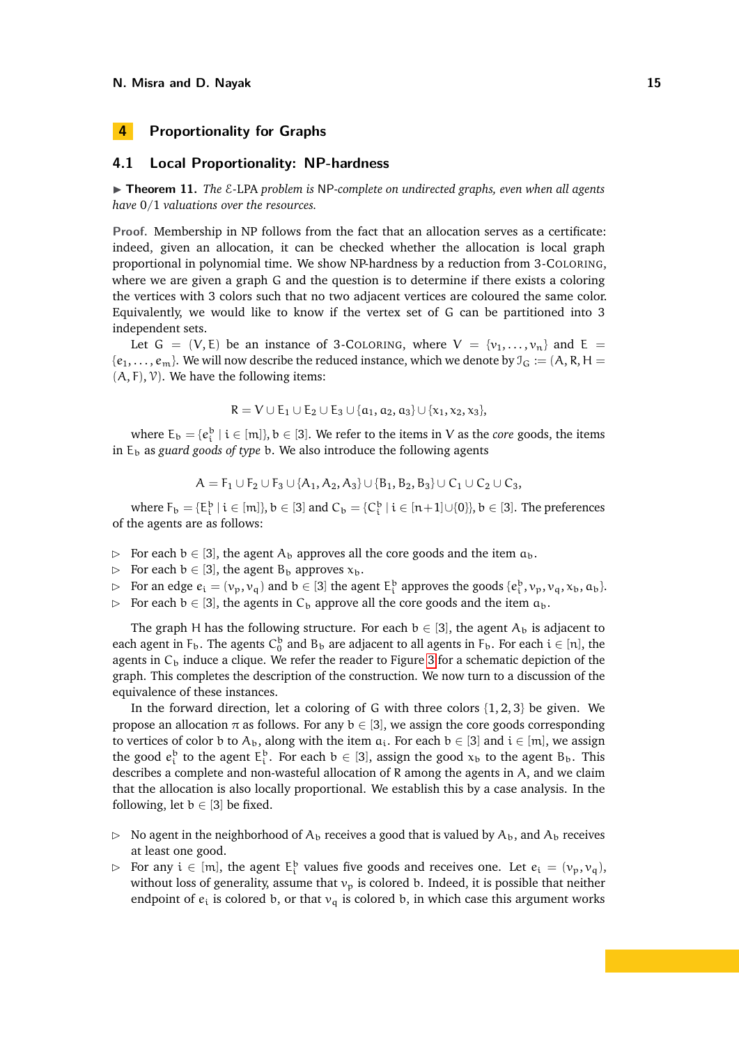# 4 Proportionality for Graphs

## 4.1 Local Proportionality: NP-hardness

▶ **Theorem 11.** *The $\mathcal{E}$-LPA problem is* NP*-complete on undirected graphs, even when all agents have* 0/1 *valuations over the resources.*

**Proof.** Membership in NP follows from the fact that an allocation serves as a certificate: indeed, given an allocation, it can be checked whether the allocation is local graph proportional in polynomial time. We show NP-hardness by a reduction from 3-Coloring, where we are given a graph G and the question is to determine if there exists a coloring the vertices with 3 colors such that no two adjacent vertices are coloured the same color. Equivalently, we would like to know if the vertex set of G can be partitioned into 3 independent sets.

Let $G = (V, E)$ be an instance of 3-Coloring, where $V = \{v_1, \ldots, v_n\}$ and $E = \{e_1, \ldots, e_m\}$. We will now describe the reduced instance, which we denote by $\mathcal{I}_G := (A, R, H = (A, F), \mathcal{V})$. We have the following items:

$$R = V \cup E_1 \cup E_2 \cup E_3 \cup \{a_1, a_2, a_3\} \cup \{x_1, x_2, x_3\},$$

where $E_b = \{e_i^b \mid i \in [m]\}, b \in [3]$. We refer to the items in V as the *core* goods, the items in $E_b$ as *guard goods of type* b. We also introduce the following agents

$$A = F_1 \cup F_2 \cup F_3 \cup \{A_1, A_2, A_3\} \cup \{B_1, B_2, B_3\} \cup C_1 \cup C_2 \cup C_3,$$

where $F_b = \{E_i^b \mid i \in [m]\}, b \in [3]$ and $C_b = \{C_i^b \mid i \in [n+1] \cup \{0\}\}, b \in [3]$. The preferences of the agents are as follows:

- ▷ For each $b \in [3]$, the agent $A_b$ approves all the core goods and the item $a_b$.
- ▷ For each $b \in [3]$, the agent $B_b$ approves $x_b$.
- ▷ For an edge $e_i = (v_p, v_q)$ and $b \in [3]$ the agent $E_i^b$ approves the goods $\{e_i^b, v_p, v_q, x_b, a_b\}$.
- ▷ For each $b \in [3]$, the agents in $C_b$ approve all the core goods and the item $a_b$.

The graph H has the following structure. For each $b \in [3]$, the agent $A_b$ is adjacent to each agent in $F_b$. The agents $C_0^b$ and $B_b$ are adjacent to all agents in $F_b$. For each $i \in [n]$, the agents in $C_b$ induce a clique. We refer the reader to Figure 3 for a schematic depiction of the graph. This completes the description of the construction. We now turn to a discussion of the equivalence of these instances.

In the forward direction, let a coloring of G with three colors $\{1, 2, 3\}$ be given. We propose an allocation $\pi$ as follows. For any $b \in [3]$, we assign the core goods corresponding to vertices of color b to $A_b$, along with the item $a_i$. For each $b \in [3]$ and $i \in [m]$, we assign the good $e_i^b$ to the agent $E_i^b$. For each $b \in [3]$, assign the good $x_b$ to the agent $B_b$. This describes a complete and non-wasteful allocation of R among the agents in A, and we claim that the allocation is also locally proportional. We establish this by a case analysis. In the following, let $b \in [3]$ be fixed.

- ▷ No agent in the neighborhood of $A_b$ receives a good that is valued by $A_b$, and $A_b$ receives at least one good.
- ▷ For any $i \in [m]$, the agent $E_i^b$ values five goods and receives one. Let $e_i = (v_p, v_q)$, without loss of generality, assume that $v_p$ is colored b. Indeed, it is possible that neither endpoint of $e_i$ is colored b, or that $v_q$ is colored b, in which case this argument works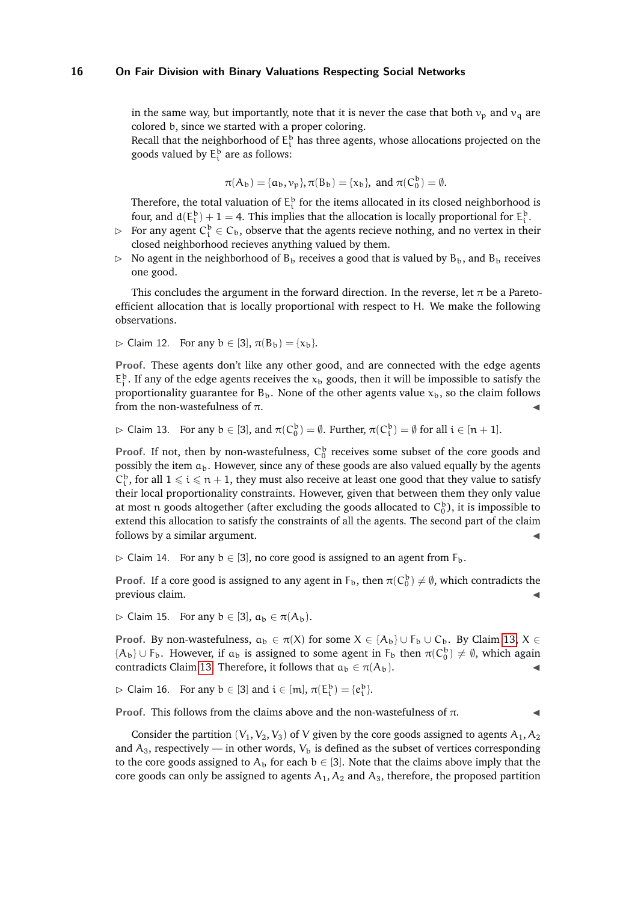in the same way, but importantly, note that it is never the case that both $v_p$ and $v_q$ are colored b, since we started with a proper coloring.

Recall that the neighborhood of $E_i^b$ has three agents, whose allocations projected on the goods valued by $E_i^b$ are as follows:

$$\pi(A_b) = \{a_b, v_p\}, \pi(B_b) = \{x_b\}, \text{ and } \pi(C_0^b) = \emptyset.$$

Therefore, the total valuation of $E_i^b$ for the items allocated in its closed neighborhood is four, and $d(E_i^b) + 1 = 4$. This implies that the allocation is locally proportional for $E_i^b$.

- ▷ For any agent $C_i^b \in C_b$, observe that the agents recieve nothing, and no vertex in their closed neighborhood recieves anything valued by them.
- ▷ No agent in the neighborhood of $B_b$ receives a good that is valued by $B_b$, and $B_b$ receives one good.

This concludes the argument in the forward direction. In the reverse, let $\pi$ be a Pareto-efficient allocation that is locally proportional with respect to H. We make the following observations.

▷ Claim 12. For any $b \in [3]$, $\pi(B_b) = \{x_b\}$.

**Proof.** These agents don't like any other good, and are connected with the edge agents $E_j^b$. If any of the edge agents receives the $x_b$ goods, then it will be impossible to satisfy the proportionality guarantee for $B_b$. None of the other agents value $x_b$, so the claim follows from the non-wastefulness of $\pi$. ◀

▷ Claim 13. For any $b \in [3]$, and $\pi(C_0^b) = \emptyset$. Further, $\pi(C_i^b) = \emptyset$ for all $i \in [n+1]$.

**Proof.** If not, then by non-wastefulness, $C_0^b$ receives some subset of the core goods and possibly the item $a_b$. However, since any of these goods are also valued equally by the agents $C_i^b$, for all $1 \leqslant i \leqslant n+1$, they must also receive at least one good that they value to satisfy their local proportionality constraints. However, given that between them they only value at most n goods altogether (after excluding the goods allocated to $C_0^b$), it is impossible to extend this allocation to satisfy the constraints of all the agents. The second part of the claim follows by a similar argument. ◀

▷ Claim 14. For any $b \in [3]$, no core good is assigned to an agent from $F_b$.

**Proof.** If a core good is assigned to any agent in $F_b$, then $\pi(C_0^b) \neq \emptyset$, which contradicts the previous claim. ◀

▷ Claim 15. For any $b \in [3]$, $a_b \in \pi(A_b)$.

**Proof.** By non-wastefulness, $a_b \in \pi(X)$ for some $X \in \{A_b\} \cup F_b \cup C_b$. By Claim 13, $X \in \{A_b\} \cup F_b$. However, if $a_b$ is assigned to some agent in $F_b$ then $\pi(C_0^b) \neq \emptyset$, which again contradicts Claim 13. Therefore, it follows that $a_b \in \pi(A_b)$. ◀

▷ Claim 16. For any $b \in [3]$ and $i \in [m]$, $\pi(E_i^b) = \{e_i^b\}$.

**Proof.** This follows from the claims above and the non-wastefulness of $\pi$. ◀

Consider the partition $(V_1, V_2, V_3)$ of V given by the core goods assigned to agents $A_1, A_2$ and $A_3$, respectively — in other words, $V_b$ is defined as the subset of vertices corresponding to the core goods assigned to $A_b$ for each $b \in [3]$. Note that the claims above imply that the core goods can only be assigned to agents $A_1, A_2$ and $A_3$, therefore, the proposed partition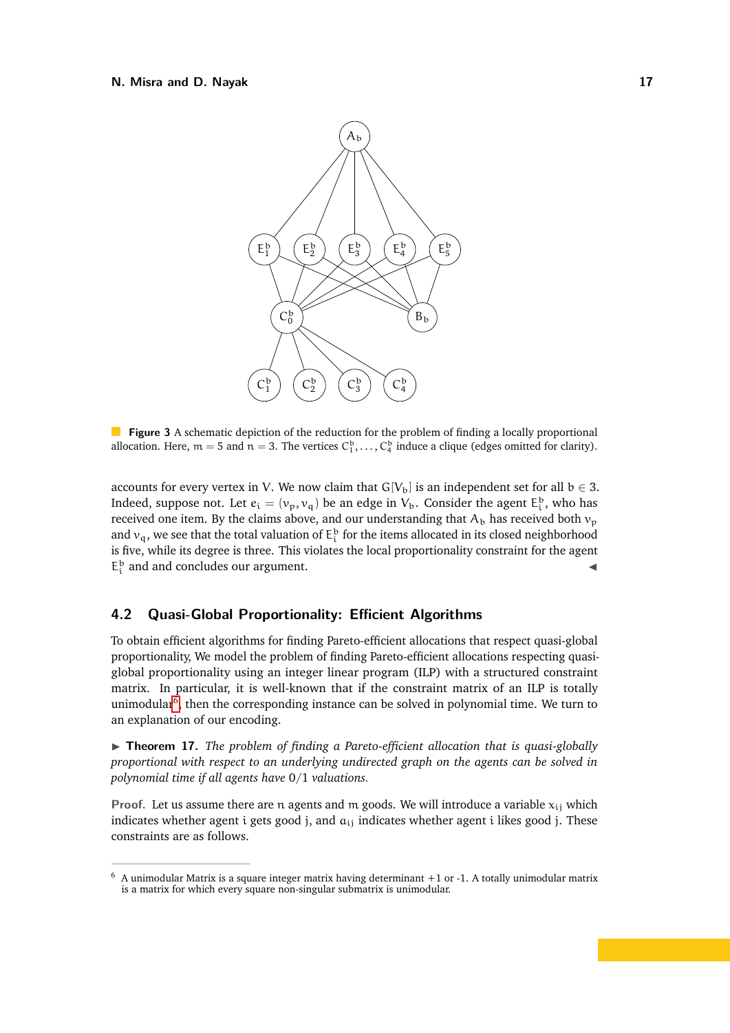**Figure 3** A schematic depiction of the reduction for the problem of finding a locally proportional allocation. Here, $m = 5$ and $n = 3$. The vertices $C_1^b, \ldots, C_4^b$ induce a clique (edges omitted for clarity).

accounts for every vertex in V. We now claim that $G[V_b]$ is an independent set for all $b \in 3$. Indeed, suppose not. Let $e_i = (v_p, v_q)$ be an edge in $V_b$. Consider the agent $E_i^b$, who has received one item. By the claims above, and our understanding that $A_b$ has received both $v_p$ and $v_q$, we see that the total valuation of $E_i^b$ for the items allocated in its closed neighborhood is five, while its degree is three. This violates the local proportionality constraint for the agent $E_i^b$ and and concludes our argument. ◀

## 4.2 Quasi-Global Proportionality: Efficient Algorithms

To obtain efficient algorithms for finding Pareto-efficient allocations that respect quasi-global proportionality, We model the problem of finding Pareto-efficient allocations respecting quasi-global proportionality using an integer linear program (ILP) with a structured constraint matrix. In particular, it is well-known that if the constraint matrix of an ILP is totally unimodular[6], then the corresponding instance can be solved in polynomial time. We turn to an explanation of our encoding.

▶ **Theorem 17.** *The problem of finding a Pareto-efficient allocation that is quasi-globally proportional with respect to an underlying undirected graph on the agents can be solved in polynomial time if all agents have* 0/1 *valuations.*

**Proof.** Let us assume there are n agents and m goods. We will introduce a variable $x_{ij}$ which indicates whether agent i gets good j, and $a_{ij}$ indicates whether agent i likes good j. These constraints are as follows.

[6] A unimodular Matrix is a square integer matrix having determinant +1 or -1. A totally unimodular matrix is a matrix for which every square non-singular submatrix is unimodular.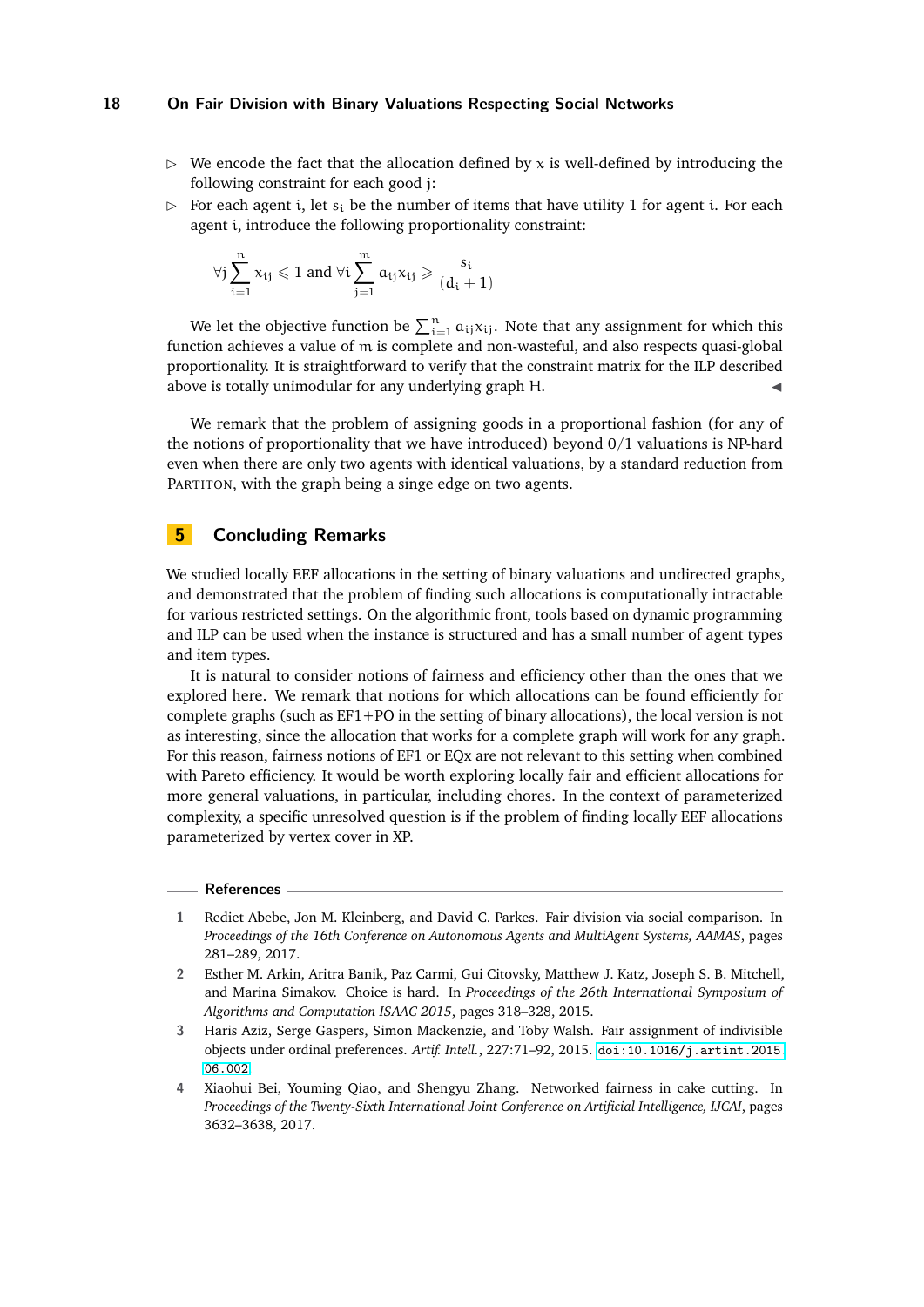- ▷ We encode the fact that the allocation defined by $x$ is well-defined by introducing the following constraint for each good $j$:
- ▷ For each agent $i$, let $s_i$ be the number of items that have utility 1 for agent $i$. For each agent $i$, introduce the following proportionality constraint:

$$\forall j \sum_{i=1}^{n} x_{ij} \leqslant 1 \text{ and } \forall i \sum_{j=1}^{m} a_{ij} x_{ij} \geqslant \frac{s_i}{(d_i + 1)}$$

We let the objective function be $\sum_{i=1}^{n} a_{ij} x_{ij}$. Note that any assignment for which this function achieves a value of $m$ is complete and non-wasteful, and also respects quasi-global proportionality. It is straightforward to verify that the constraint matrix for the ILP described above is totally unimodular for any underlying graph $H$. ◀

We remark that the problem of assigning goods in a proportional fashion (for any of the notions of proportionality that we have introduced) beyond 0/1 valuations is NP-hard even when there are only two agents with identical valuations, by a standard reduction from PARTITON, with the graph being a singe edge on two agents.

## 5 Concluding Remarks

We studied locally EEF allocations in the setting of binary valuations and undirected graphs, and demonstrated that the problem of finding such allocations is computationally intractable for various restricted settings. On the algorithmic front, tools based on dynamic programming and ILP can be used when the instance is structured and has a small number of agent types and item types.

It is natural to consider notions of fairness and efficiency other than the ones that we explored here. We remark that notions for which allocations can be found efficiently for complete graphs (such as EF1+PO in the setting of binary allocations), the local version is not as interesting, since the allocation that works for a complete graph will work for any graph. For this reason, fairness notions of EF1 or EQx are not relevant to this setting when combined with Pareto efficiency. It would be worth exploring locally fair and efficient allocations for more general valuations, in particular, including chores. In the context of parameterized complexity, a specific unresolved question is if the problem of finding locally EEF allocations parameterized by vertex cover in XP.

### References

1. Rediet Abebe, Jon M. Kleinberg, and David C. Parkes. Fair division via social comparison. In *Proceedings of the 16th Conference on Autonomous Agents and MultiAgent Systems, AAMAS*, pages 281–289, 2017.
2. Esther M. Arkin, Aritra Banik, Paz Carmi, Gui Citovsky, Matthew J. Katz, Joseph S. B. Mitchell, and Marina Simakov. Choice is hard. In *Proceedings of the 26th International Symposium of Algorithms and Computation ISAAC 2015*, pages 318–328, 2015.
3. Haris Aziz, Serge Gaspers, Simon Mackenzie, and Toby Walsh. Fair assignment of indivisible objects under ordinal preferences. *Artif. Intell.*, 227:71–92, 2015. doi:10.1016/j.artint.2015.06.002.
4. Xiaohui Bei, Youming Qiao, and Shengyu Zhang. Networked fairness in cake cutting. In *Proceedings of the Twenty-Sixth International Joint Conference on Artificial Intelligence, IJCAI*, pages 3632–3638, 2017.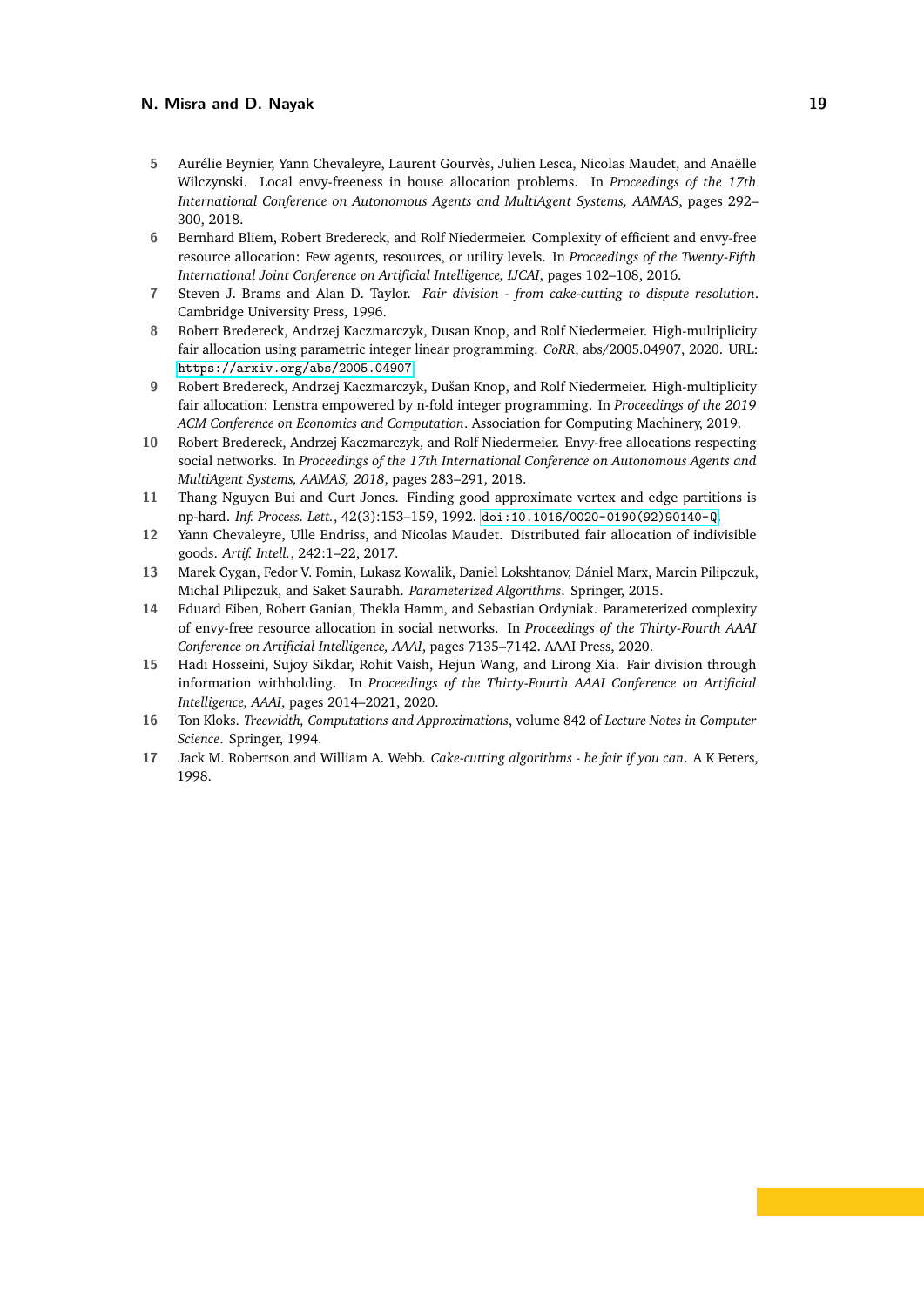5 Aurélie Beynier, Yann Chevaleyre, Laurent Gourvès, Julien Lesca, Nicolas Maudet, and Anaëlle Wilczynski. Local envy-freeness in house allocation problems. In *Proceedings of the 17th International Conference on Autonomous Agents and MultiAgent Systems, AAMAS*, pages 292–300, 2018.

6 Bernhard Bliem, Robert Bredereck, and Rolf Niedermeier. Complexity of efficient and envy-free resource allocation: Few agents, resources, or utility levels. In *Proceedings of the Twenty-Fifth International Joint Conference on Artificial Intelligence, IJCAI*, pages 102–108, 2016.

7 Steven J. Brams and Alan D. Taylor. *Fair division - from cake-cutting to dispute resolution*. Cambridge University Press, 1996.

8 Robert Bredereck, Andrzej Kaczmarczyk, Dusan Knop, and Rolf Niedermeier. High-multiplicity fair allocation using parametric integer linear programming. *CoRR*, abs/2005.04907, 2020. URL: https://arxiv.org/abs/2005.04907

9 Robert Bredereck, Andrzej Kaczmarczyk, Dušan Knop, and Rolf Niedermeier. High-multiplicity fair allocation: Lenstra empowered by n-fold integer programming. In *Proceedings of the 2019 ACM Conference on Economics and Computation*. Association for Computing Machinery, 2019.

10 Robert Bredereck, Andrzej Kaczmarczyk, and Rolf Niedermeier. Envy-free allocations respecting social networks. In *Proceedings of the 17th International Conference on Autonomous Agents and MultiAgent Systems, AAMAS, 2018*, pages 283–291, 2018.

11 Thang Nguyen Bui and Curt Jones. Finding good approximate vertex and edge partitions is np-hard. *Inf. Process. Lett.*, 42(3):153–159, 1992. doi:10.1016/0020-0190(92)90140-Q.

12 Yann Chevaleyre, Ulle Endriss, and Nicolas Maudet. Distributed fair allocation of indivisible goods. *Artif. Intell.*, 242:1–22, 2017.

13 Marek Cygan, Fedor V. Fomin, Lukasz Kowalik, Daniel Lokshtanov, Dániel Marx, Marcin Pilipczuk, Michal Pilipczuk, and Saket Saurabh. *Parameterized Algorithms*. Springer, 2015.

14 Eduard Eiben, Robert Ganian, Thekla Hamm, and Sebastian Ordyniak. Parameterized complexity of envy-free resource allocation in social networks. In *Proceedings of the Thirty-Fourth AAAI Conference on Artificial Intelligence, AAAI*, pages 7135–7142. AAAI Press, 2020.

15 Hadi Hosseini, Sujoy Sikdar, Rohit Vaish, Hejun Wang, and Lirong Xia. Fair division through information withholding. In *Proceedings of the Thirty-Fourth AAAI Conference on Artificial Intelligence, AAAI*, pages 2014–2021, 2020.

16 Ton Kloks. *Treewidth, Computations and Approximations*, volume 842 of *Lecture Notes in Computer Science*. Springer, 1994.

17 Jack M. Robertson and William A. Webb. *Cake-cutting algorithms - be fair if you can*. A K Peters, 1998.